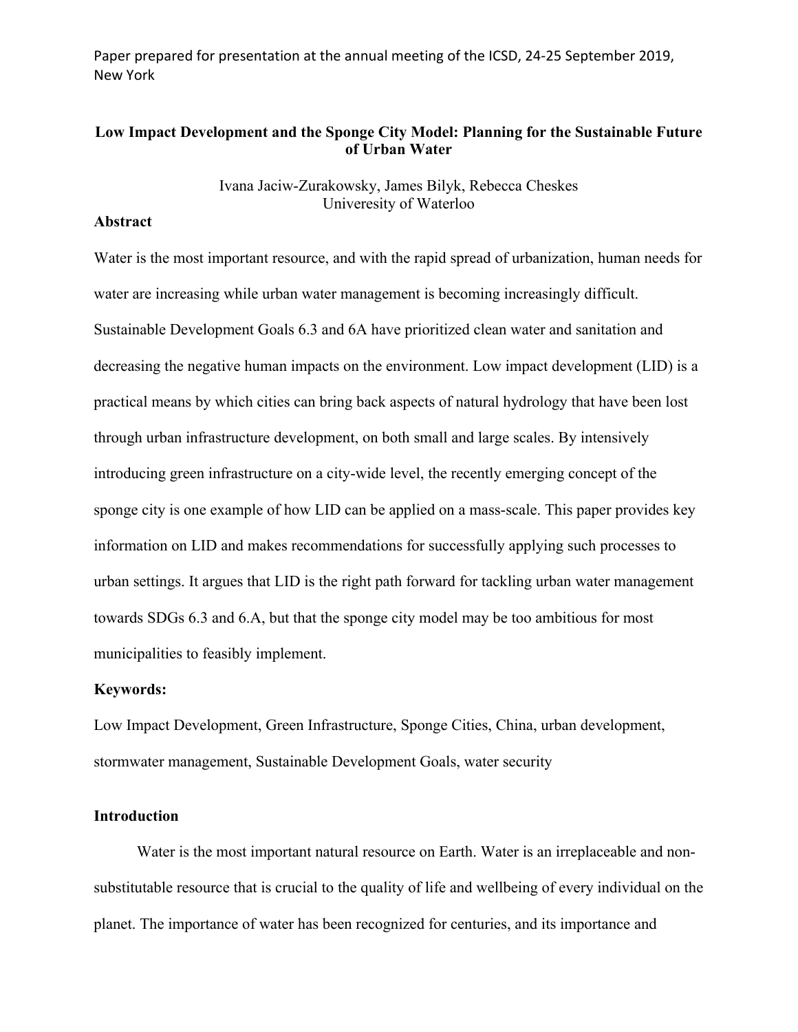Paper prepared for presentation at the annual meeting of the ICSD, 24-25 September 2019, New York

# Low Impact Development and the Sponge City Model: Planning for the Sustainable Future of Urban Water

Ivana Jaciw-Zurakowsky, James Bilyk, Rebecca Cheskes
Univeresity of Waterloo

## Abstract

Water is the most important resource, and with the rapid spread of urbanization, human needs for water are increasing while urban water management is becoming increasingly difficult. Sustainable Development Goals 6.3 and 6A have prioritized clean water and sanitation and decreasing the negative human impacts on the environment. Low impact development (LID) is a practical means by which cities can bring back aspects of natural hydrology that have been lost through urban infrastructure development, on both small and large scales. By intensively introducing green infrastructure on a city-wide level, the recently emerging concept of the sponge city is one example of how LID can be applied on a mass-scale. This paper provides key information on LID and makes recommendations for successfully applying such processes to urban settings. It argues that LID is the right path forward for tackling urban water management towards SDGs 6.3 and 6.A, but that the sponge city model may be too ambitious for most municipalities to feasibly implement.

**Keywords:**

Low Impact Development, Green Infrastructure, Sponge Cities, China, urban development, stormwater management, Sustainable Development Goals, water security

## Introduction

Water is the most important natural resource on Earth. Water is an irreplaceable and non-substitutable resource that is crucial to the quality of life and wellbeing of every individual on the planet. The importance of water has been recognized for centuries, and its importance and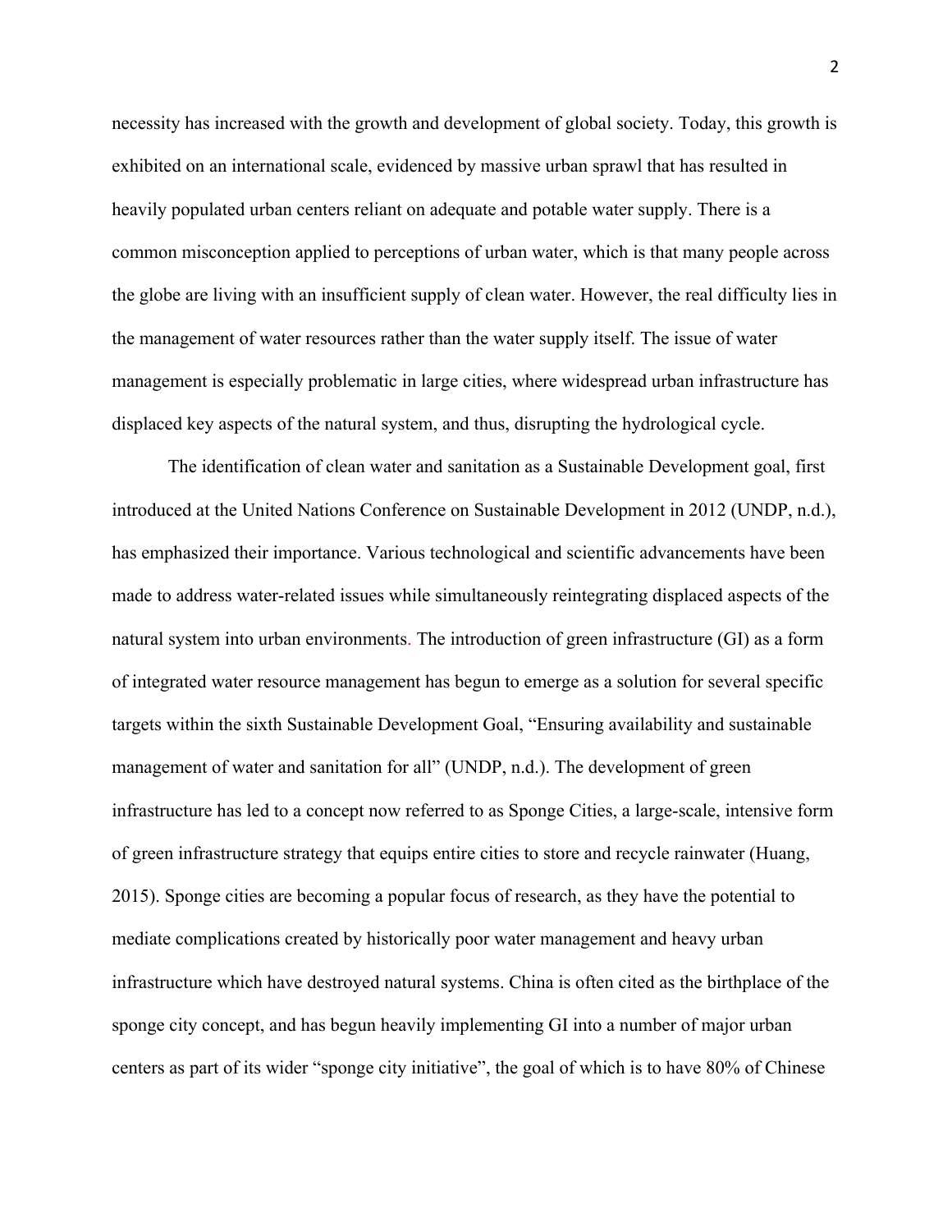necessity has increased with the growth and development of global society. Today, this growth is exhibited on an international scale, evidenced by massive urban sprawl that has resulted in heavily populated urban centers reliant on adequate and potable water supply. There is a common misconception applied to perceptions of urban water, which is that many people across the globe are living with an insufficient supply of clean water. However, the real difficulty lies in the management of water resources rather than the water supply itself. The issue of water management is especially problematic in large cities, where widespread urban infrastructure has displaced key aspects of the natural system, and thus, disrupting the hydrological cycle.

The identification of clean water and sanitation as a Sustainable Development goal, first introduced at the United Nations Conference on Sustainable Development in 2012 (UNDP, n.d.), has emphasized their importance. Various technological and scientific advancements have been made to address water-related issues while simultaneously reintegrating displaced aspects of the natural system into urban environments. The introduction of green infrastructure (GI) as a form of integrated water resource management has begun to emerge as a solution for several specific targets within the sixth Sustainable Development Goal, "Ensuring availability and sustainable management of water and sanitation for all" (UNDP, n.d.). The development of green infrastructure has led to a concept now referred to as Sponge Cities, a large-scale, intensive form of green infrastructure strategy that equips entire cities to store and recycle rainwater (Huang, 2015). Sponge cities are becoming a popular focus of research, as they have the potential to mediate complications created by historically poor water management and heavy urban infrastructure which have destroyed natural systems. China is often cited as the birthplace of the sponge city concept, and has begun heavily implementing GI into a number of major urban centers as part of its wider "sponge city initiative", the goal of which is to have 80% of Chinese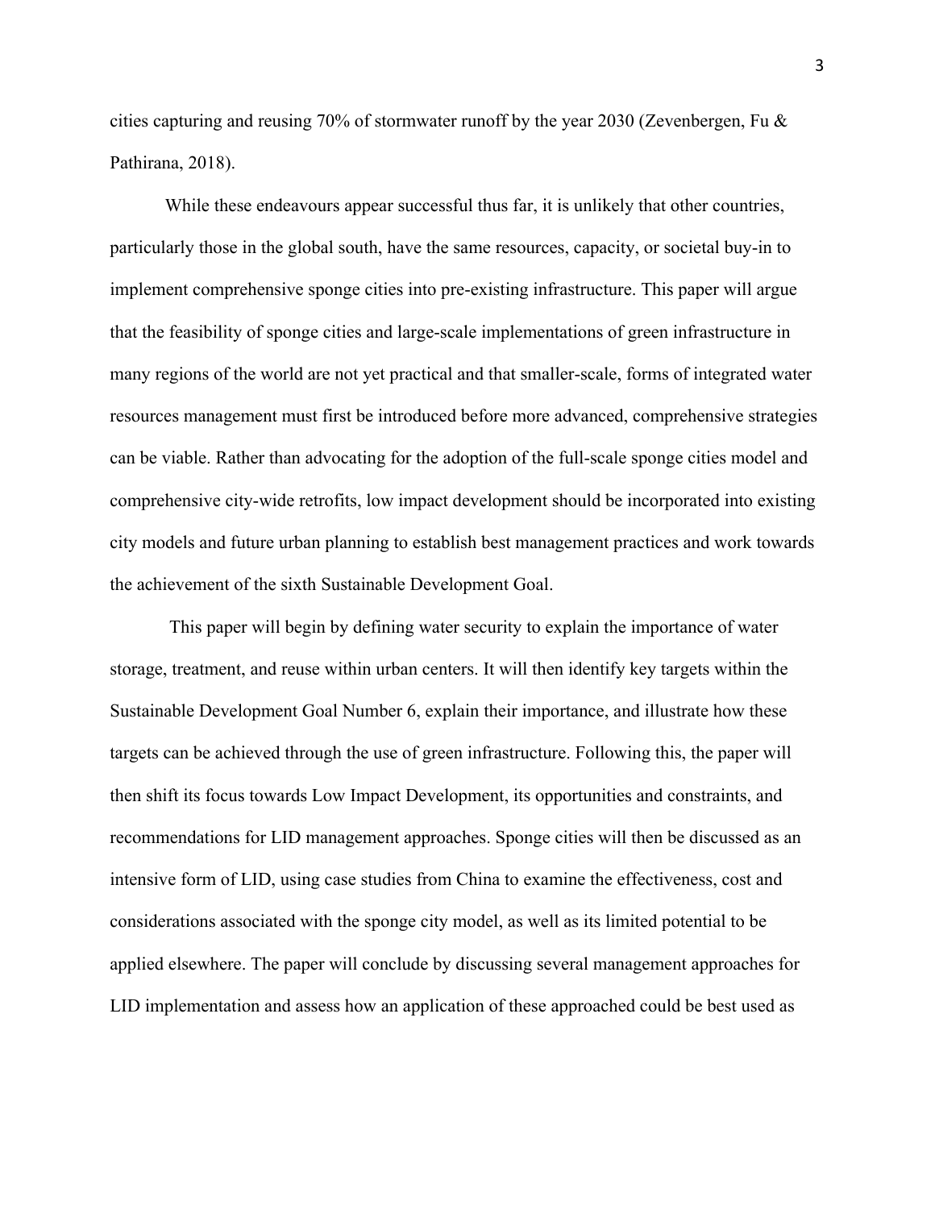cities capturing and reusing 70% of stormwater runoff by the year 2030 (Zevenbergen, Fu & Pathirana, 2018).

While these endeavours appear successful thus far, it is unlikely that other countries, particularly those in the global south, have the same resources, capacity, or societal buy-in to implement comprehensive sponge cities into pre-existing infrastructure. This paper will argue that the feasibility of sponge cities and large-scale implementations of green infrastructure in many regions of the world are not yet practical and that smaller-scale, forms of integrated water resources management must first be introduced before more advanced, comprehensive strategies can be viable. Rather than advocating for the adoption of the full-scale sponge cities model and comprehensive city-wide retrofits, low impact development should be incorporated into existing city models and future urban planning to establish best management practices and work towards the achievement of the sixth Sustainable Development Goal.

This paper will begin by defining water security to explain the importance of water storage, treatment, and reuse within urban centers. It will then identify key targets within the Sustainable Development Goal Number 6, explain their importance, and illustrate how these targets can be achieved through the use of green infrastructure. Following this, the paper will then shift its focus towards Low Impact Development, its opportunities and constraints, and recommendations for LID management approaches. Sponge cities will then be discussed as an intensive form of LID, using case studies from China to examine the effectiveness, cost and considerations associated with the sponge city model, as well as its limited potential to be applied elsewhere. The paper will conclude by discussing several management approaches for LID implementation and assess how an application of these approached could be best used as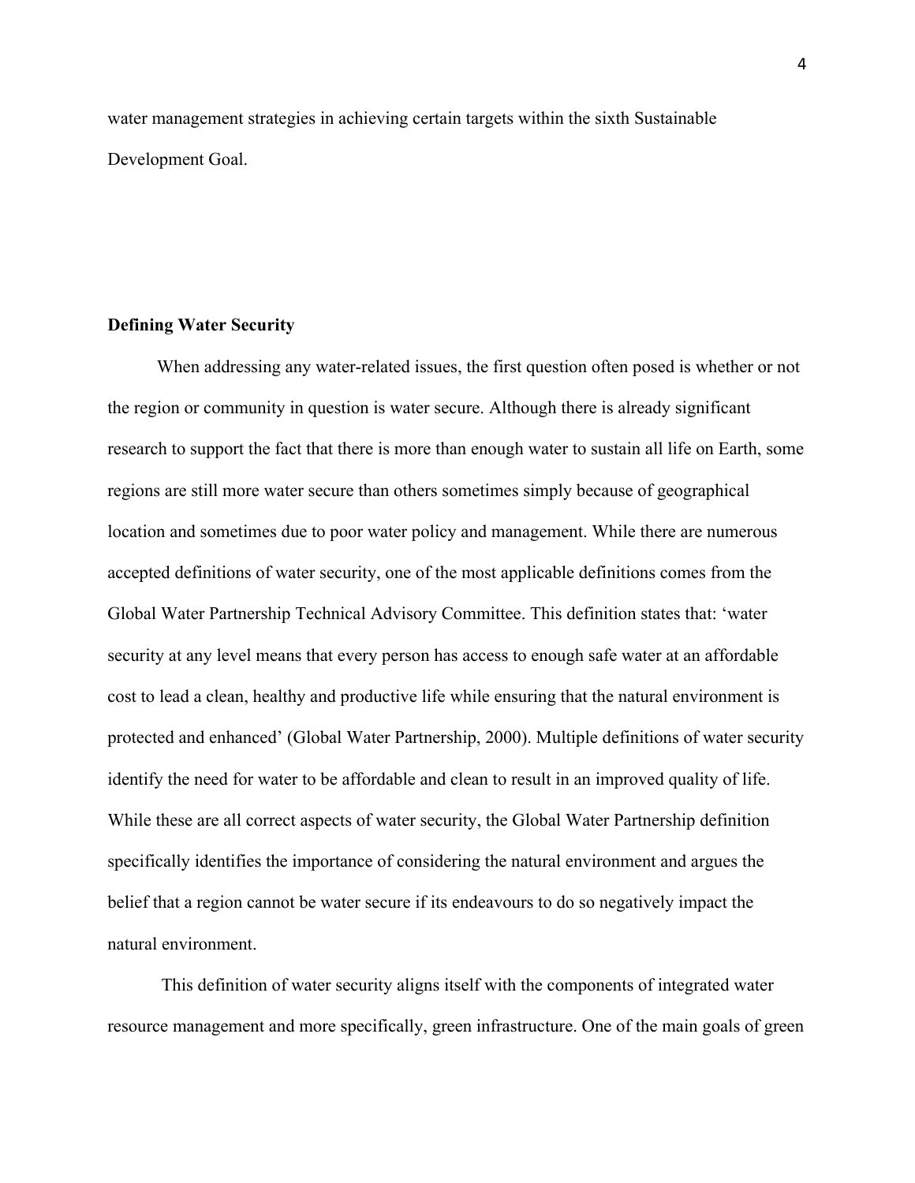water management strategies in achieving certain targets within the sixth Sustainable Development Goal.

## Defining Water Security

When addressing any water-related issues, the first question often posed is whether or not the region or community in question is water secure. Although there is already significant research to support the fact that there is more than enough water to sustain all life on Earth, some regions are still more water secure than others sometimes simply because of geographical location and sometimes due to poor water policy and management. While there are numerous accepted definitions of water security, one of the most applicable definitions comes from the Global Water Partnership Technical Advisory Committee. This definition states that: 'water security at any level means that every person has access to enough safe water at an affordable cost to lead a clean, healthy and productive life while ensuring that the natural environment is protected and enhanced' (Global Water Partnership, 2000). Multiple definitions of water security identify the need for water to be affordable and clean to result in an improved quality of life. While these are all correct aspects of water security, the Global Water Partnership definition specifically identifies the importance of considering the natural environment and argues the belief that a region cannot be water secure if its endeavours to do so negatively impact the natural environment.

This definition of water security aligns itself with the components of integrated water resource management and more specifically, green infrastructure. One of the main goals of green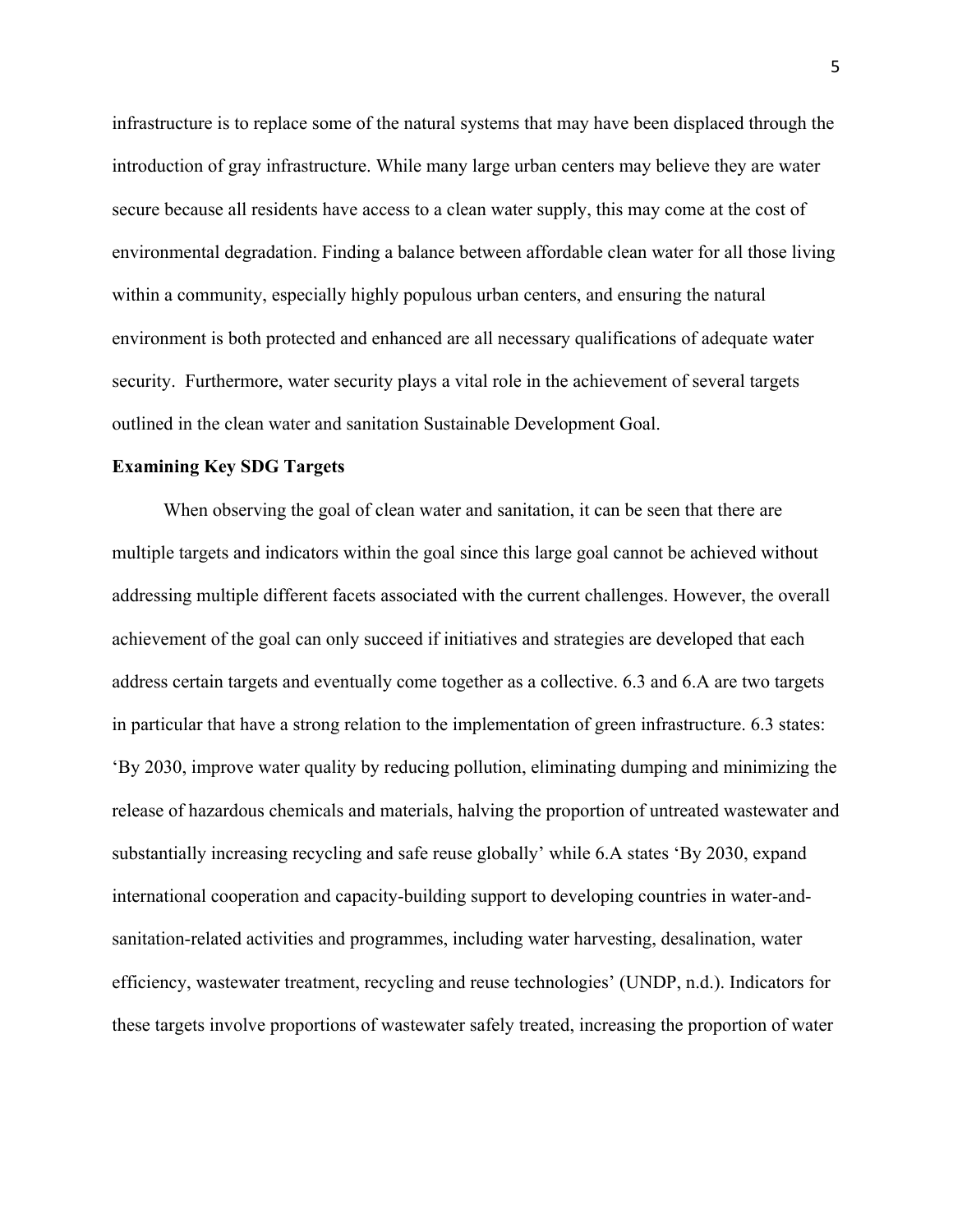infrastructure is to replace some of the natural systems that may have been displaced through the introduction of gray infrastructure. While many large urban centers may believe they are water secure because all residents have access to a clean water supply, this may come at the cost of environmental degradation. Finding a balance between affordable clean water for all those living within a community, especially highly populous urban centers, and ensuring the natural environment is both protected and enhanced are all necessary qualifications of adequate water security. Furthermore, water security plays a vital role in the achievement of several targets outlined in the clean water and sanitation Sustainable Development Goal.

**Examining Key SDG Targets**

When observing the goal of clean water and sanitation, it can be seen that there are multiple targets and indicators within the goal since this large goal cannot be achieved without addressing multiple different facets associated with the current challenges. However, the overall achievement of the goal can only succeed if initiatives and strategies are developed that each address certain targets and eventually come together as a collective. 6.3 and 6.A are two targets in particular that have a strong relation to the implementation of green infrastructure. 6.3 states: 'By 2030, improve water quality by reducing pollution, eliminating dumping and minimizing the release of hazardous chemicals and materials, halving the proportion of untreated wastewater and substantially increasing recycling and safe reuse globally' while 6.A states 'By 2030, expand international cooperation and capacity-building support to developing countries in water-and-sanitation-related activities and programmes, including water harvesting, desalination, water efficiency, wastewater treatment, recycling and reuse technologies' (UNDP, n.d.). Indicators for these targets involve proportions of wastewater safely treated, increasing the proportion of water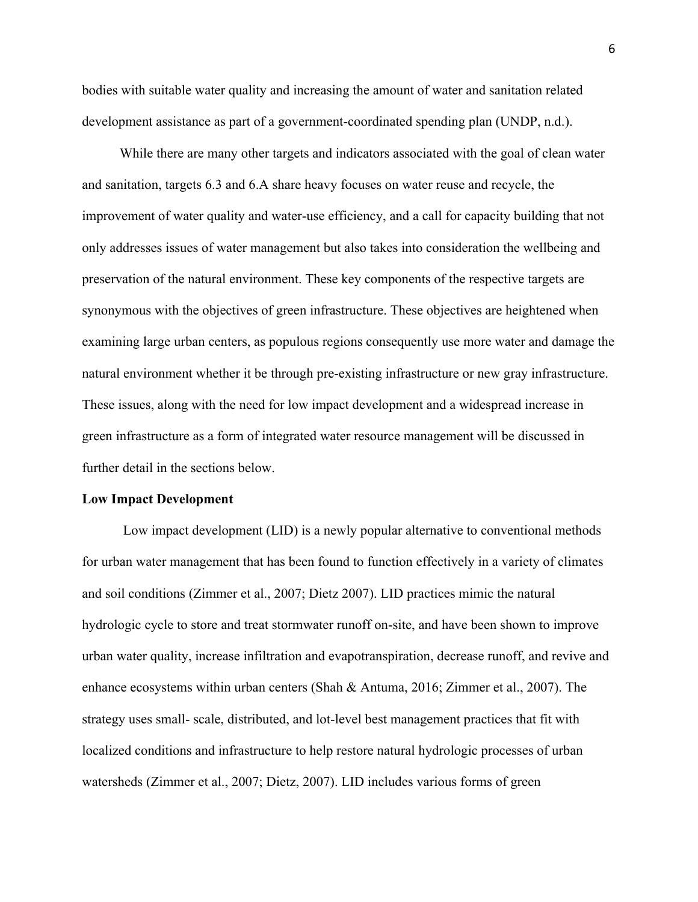bodies with suitable water quality and increasing the amount of water and sanitation related development assistance as part of a government-coordinated spending plan (UNDP, n.d.).

While there are many other targets and indicators associated with the goal of clean water and sanitation, targets 6.3 and 6.A share heavy focuses on water reuse and recycle, the improvement of water quality and water-use efficiency, and a call for capacity building that not only addresses issues of water management but also takes into consideration the wellbeing and preservation of the natural environment. These key components of the respective targets are synonymous with the objectives of green infrastructure. These objectives are heightened when examining large urban centers, as populous regions consequently use more water and damage the natural environment whether it be through pre-existing infrastructure or new gray infrastructure. These issues, along with the need for low impact development and a widespread increase in green infrastructure as a form of integrated water resource management will be discussed in further detail in the sections below.

**Low Impact Development**

Low impact development (LID) is a newly popular alternative to conventional methods for urban water management that has been found to function effectively in a variety of climates and soil conditions (Zimmer et al., 2007; Dietz 2007). LID practices mimic the natural hydrologic cycle to store and treat stormwater runoff on-site, and have been shown to improve urban water quality, increase infiltration and evapotranspiration, decrease runoff, and revive and enhance ecosystems within urban centers (Shah & Antuma, 2016; Zimmer et al., 2007). The strategy uses small- scale, distributed, and lot-level best management practices that fit with localized conditions and infrastructure to help restore natural hydrologic processes of urban watersheds (Zimmer et al., 2007; Dietz, 2007). LID includes various forms of green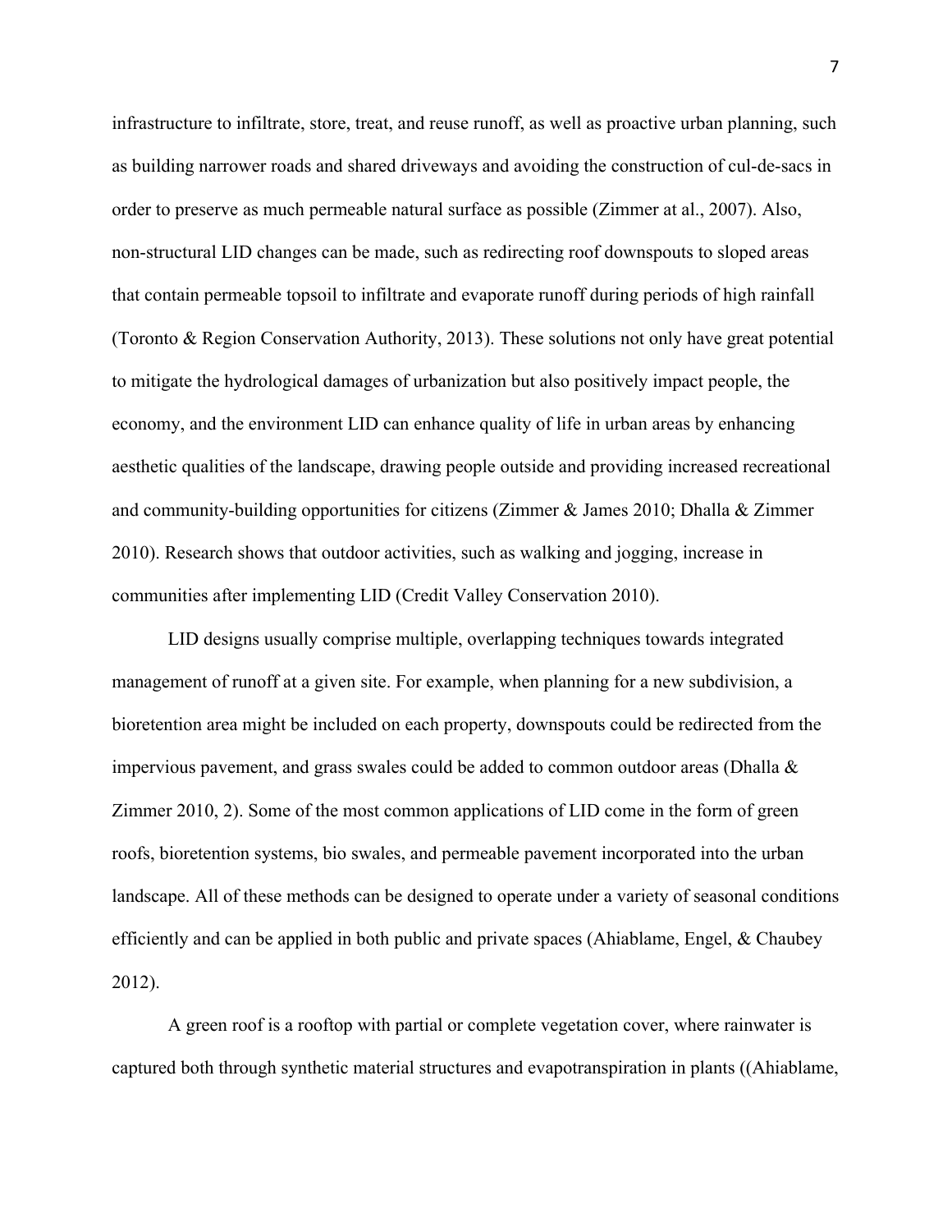infrastructure to infiltrate, store, treat, and reuse runoff, as well as proactive urban planning, such as building narrower roads and shared driveways and avoiding the construction of cul-de-sacs in order to preserve as much permeable natural surface as possible (Zimmer at al., 2007). Also, non-structural LID changes can be made, such as redirecting roof downspouts to sloped areas that contain permeable topsoil to infiltrate and evaporate runoff during periods of high rainfall (Toronto & Region Conservation Authority, 2013). These solutions not only have great potential to mitigate the hydrological damages of urbanization but also positively impact people, the economy, and the environment LID can enhance quality of life in urban areas by enhancing aesthetic qualities of the landscape, drawing people outside and providing increased recreational and community-building opportunities for citizens (Zimmer & James 2010; Dhalla & Zimmer 2010). Research shows that outdoor activities, such as walking and jogging, increase in communities after implementing LID (Credit Valley Conservation 2010).

LID designs usually comprise multiple, overlapping techniques towards integrated management of runoff at a given site. For example, when planning for a new subdivision, a bioretention area might be included on each property, downspouts could be redirected from the impervious pavement, and grass swales could be added to common outdoor areas (Dhalla & Zimmer 2010, 2). Some of the most common applications of LID come in the form of green roofs, bioretention systems, bio swales, and permeable pavement incorporated into the urban landscape. All of these methods can be designed to operate under a variety of seasonal conditions efficiently and can be applied in both public and private spaces (Ahiablame, Engel, & Chaubey 2012).

A green roof is a rooftop with partial or complete vegetation cover, where rainwater is captured both through synthetic material structures and evapotranspiration in plants ((Ahiablame,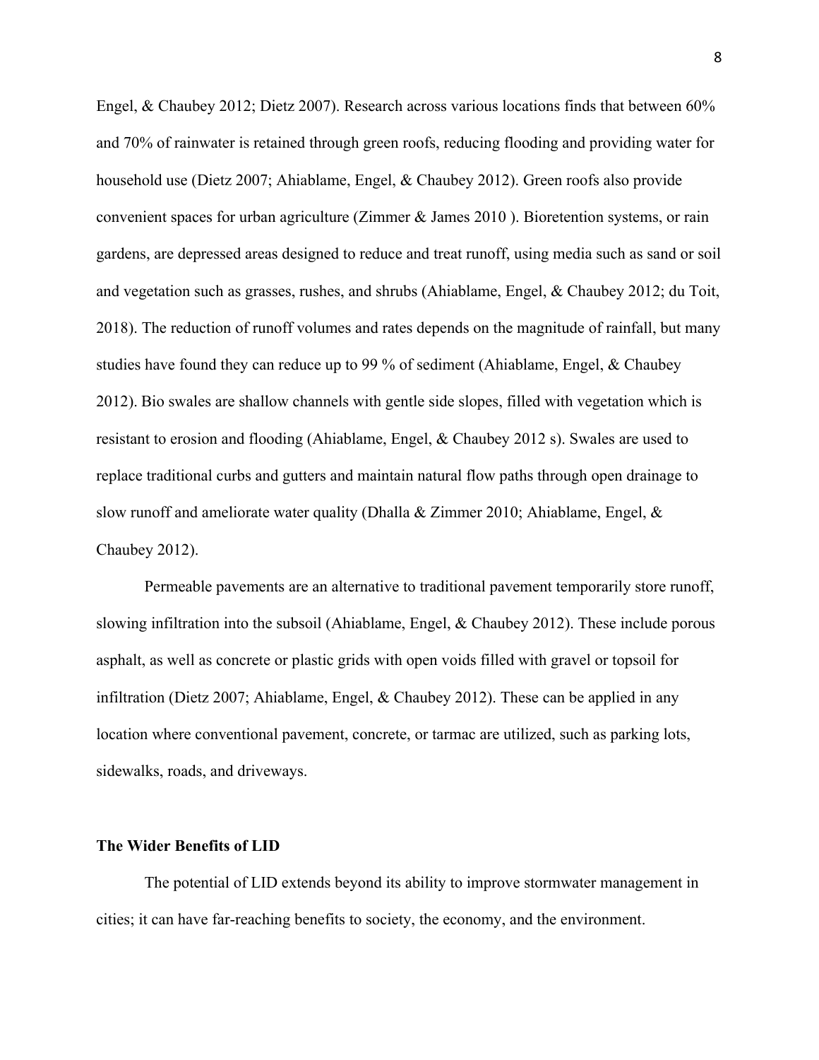Engel, & Chaubey 2012; Dietz 2007). Research across various locations finds that between 60% and 70% of rainwater is retained through green roofs, reducing flooding and providing water for household use (Dietz 2007; Ahiablame, Engel, & Chaubey 2012). Green roofs also provide convenient spaces for urban agriculture (Zimmer & James 2010 ). Bioretention systems, or rain gardens, are depressed areas designed to reduce and treat runoff, using media such as sand or soil and vegetation such as grasses, rushes, and shrubs (Ahiablame, Engel, & Chaubey 2012; du Toit, 2018). The reduction of runoff volumes and rates depends on the magnitude of rainfall, but many studies have found they can reduce up to 99 % of sediment (Ahiablame, Engel, & Chaubey 2012). Bio swales are shallow channels with gentle side slopes, filled with vegetation which is resistant to erosion and flooding (Ahiablame, Engel, & Chaubey 2012 s). Swales are used to replace traditional curbs and gutters and maintain natural flow paths through open drainage to slow runoff and ameliorate water quality (Dhalla & Zimmer 2010; Ahiablame, Engel, & Chaubey 2012).

Permeable pavements are an alternative to traditional pavement temporarily store runoff, slowing infiltration into the subsoil (Ahiablame, Engel, & Chaubey 2012). These include porous asphalt, as well as concrete or plastic grids with open voids filled with gravel or topsoil for infiltration (Dietz 2007; Ahiablame, Engel, & Chaubey 2012). These can be applied in any location where conventional pavement, concrete, or tarmac are utilized, such as parking lots, sidewalks, roads, and driveways.

**The Wider Benefits of LID**

The potential of LID extends beyond its ability to improve stormwater management in cities; it can have far-reaching benefits to society, the economy, and the environment.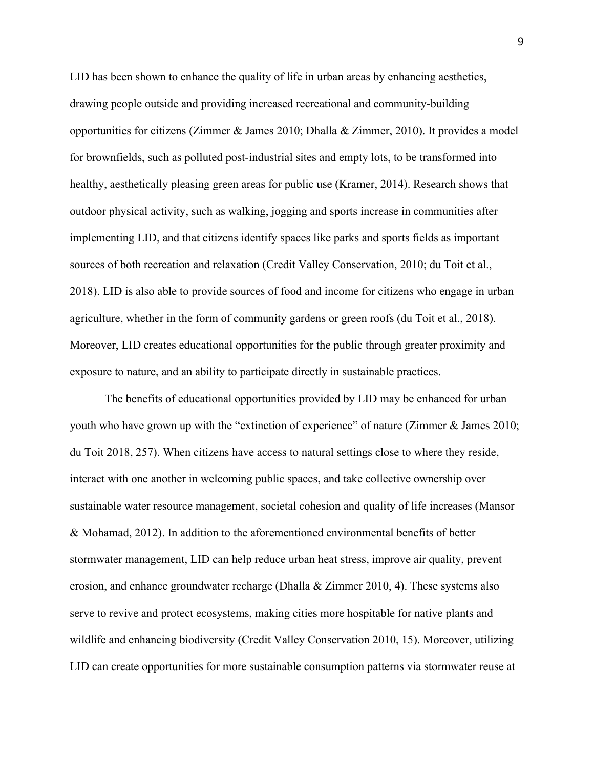LID has been shown to enhance the quality of life in urban areas by enhancing aesthetics, drawing people outside and providing increased recreational and community-building opportunities for citizens (Zimmer & James 2010; Dhalla & Zimmer, 2010). It provides a model for brownfields, such as polluted post-industrial sites and empty lots, to be transformed into healthy, aesthetically pleasing green areas for public use (Kramer, 2014). Research shows that outdoor physical activity, such as walking, jogging and sports increase in communities after implementing LID, and that citizens identify spaces like parks and sports fields as important sources of both recreation and relaxation (Credit Valley Conservation, 2010; du Toit et al., 2018). LID is also able to provide sources of food and income for citizens who engage in urban agriculture, whether in the form of community gardens or green roofs (du Toit et al., 2018). Moreover, LID creates educational opportunities for the public through greater proximity and exposure to nature, and an ability to participate directly in sustainable practices.

The benefits of educational opportunities provided by LID may be enhanced for urban youth who have grown up with the "extinction of experience" of nature (Zimmer & James 2010; du Toit 2018, 257). When citizens have access to natural settings close to where they reside, interact with one another in welcoming public spaces, and take collective ownership over sustainable water resource management, societal cohesion and quality of life increases (Mansor & Mohamad, 2012). In addition to the aforementioned environmental benefits of better stormwater management, LID can help reduce urban heat stress, improve air quality, prevent erosion, and enhance groundwater recharge (Dhalla & Zimmer 2010, 4). These systems also serve to revive and protect ecosystems, making cities more hospitable for native plants and wildlife and enhancing biodiversity (Credit Valley Conservation 2010, 15). Moreover, utilizing LID can create opportunities for more sustainable consumption patterns via stormwater reuse at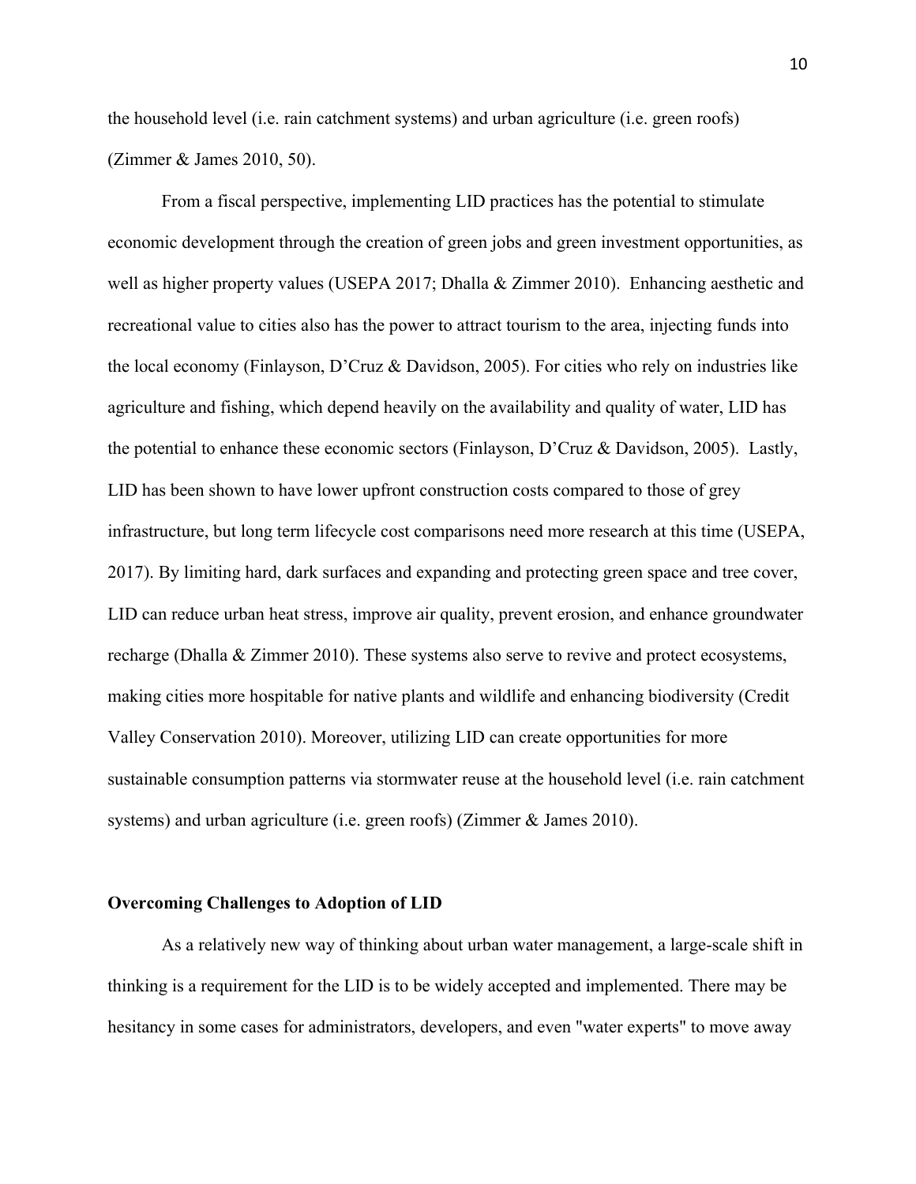the household level (i.e. rain catchment systems) and urban agriculture (i.e. green roofs) (Zimmer & James 2010, 50).

From a fiscal perspective, implementing LID practices has the potential to stimulate economic development through the creation of green jobs and green investment opportunities, as well as higher property values (USEPA 2017; Dhalla & Zimmer 2010). Enhancing aesthetic and recreational value to cities also has the power to attract tourism to the area, injecting funds into the local economy (Finlayson, D'Cruz & Davidson, 2005). For cities who rely on industries like agriculture and fishing, which depend heavily on the availability and quality of water, LID has the potential to enhance these economic sectors (Finlayson, D'Cruz & Davidson, 2005). Lastly, LID has been shown to have lower upfront construction costs compared to those of grey infrastructure, but long term lifecycle cost comparisons need more research at this time (USEPA, 2017). By limiting hard, dark surfaces and expanding and protecting green space and tree cover, LID can reduce urban heat stress, improve air quality, prevent erosion, and enhance groundwater recharge (Dhalla & Zimmer 2010). These systems also serve to revive and protect ecosystems, making cities more hospitable for native plants and wildlife and enhancing biodiversity (Credit Valley Conservation 2010). Moreover, utilizing LID can create opportunities for more sustainable consumption patterns via stormwater reuse at the household level (i.e. rain catchment systems) and urban agriculture (i.e. green roofs) (Zimmer & James 2010).

**Overcoming Challenges to Adoption of LID**

As a relatively new way of thinking about urban water management, a large-scale shift in thinking is a requirement for the LID is to be widely accepted and implemented. There may be hesitancy in some cases for administrators, developers, and even "water experts" to move away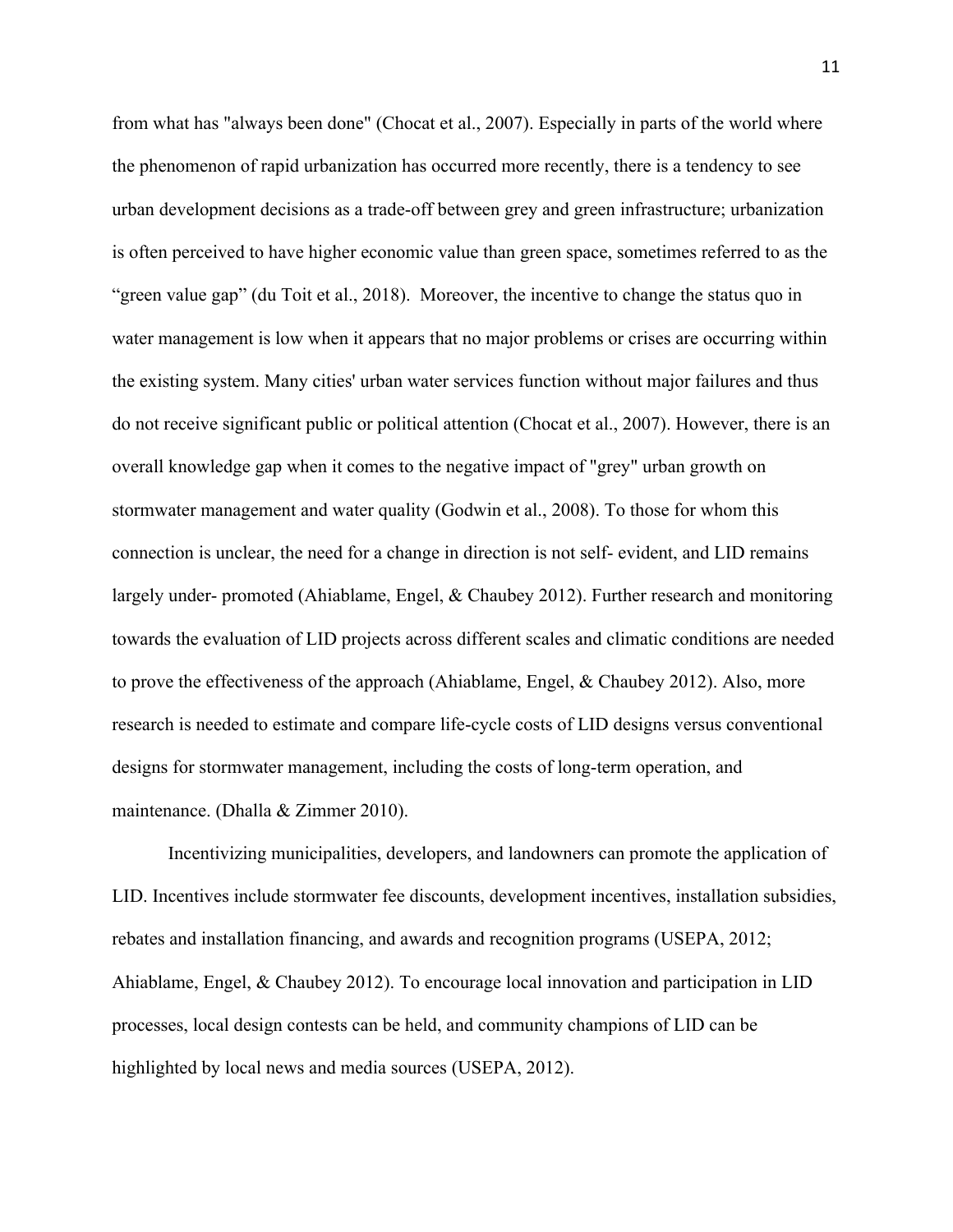from what has "always been done" (Chocat et al., 2007). Especially in parts of the world where the phenomenon of rapid urbanization has occurred more recently, there is a tendency to see urban development decisions as a trade-off between grey and green infrastructure; urbanization is often perceived to have higher economic value than green space, sometimes referred to as the "green value gap" (du Toit et al., 2018). Moreover, the incentive to change the status quo in water management is low when it appears that no major problems or crises are occurring within the existing system. Many cities' urban water services function without major failures and thus do not receive significant public or political attention (Chocat et al., 2007). However, there is an overall knowledge gap when it comes to the negative impact of "grey" urban growth on stormwater management and water quality (Godwin et al., 2008). To those for whom this connection is unclear, the need for a change in direction is not self- evident, and LID remains largely under- promoted (Ahiablame, Engel, & Chaubey 2012). Further research and monitoring towards the evaluation of LID projects across different scales and climatic conditions are needed to prove the effectiveness of the approach (Ahiablame, Engel, & Chaubey 2012). Also, more research is needed to estimate and compare life-cycle costs of LID designs versus conventional designs for stormwater management, including the costs of long-term operation, and maintenance. (Dhalla & Zimmer 2010).

Incentivizing municipalities, developers, and landowners can promote the application of LID. Incentives include stormwater fee discounts, development incentives, installation subsidies, rebates and installation financing, and awards and recognition programs (USEPA, 2012; Ahiablame, Engel, & Chaubey 2012). To encourage local innovation and participation in LID processes, local design contests can be held, and community champions of LID can be highlighted by local news and media sources (USEPA, 2012).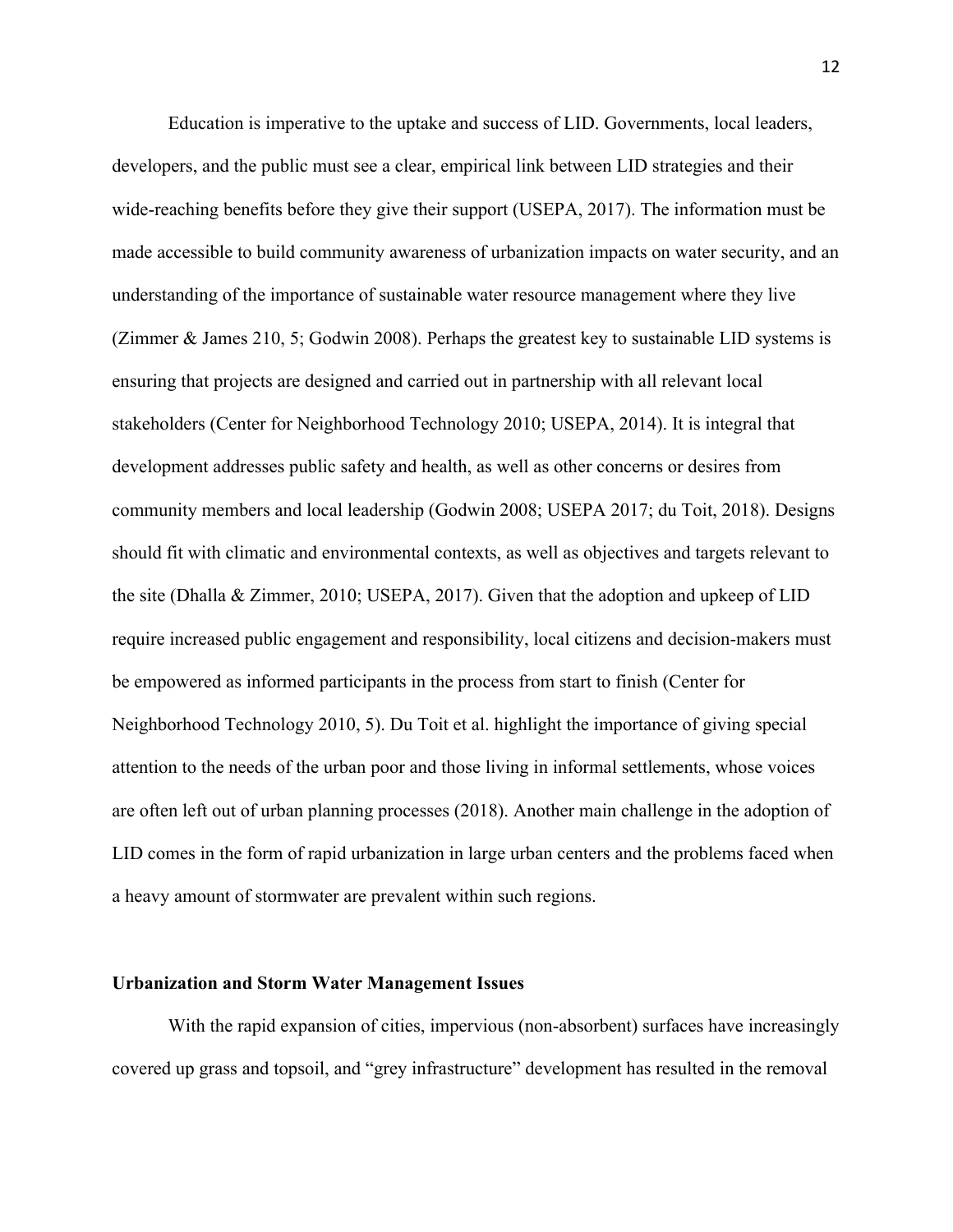Education is imperative to the uptake and success of LID. Governments, local leaders, developers, and the public must see a clear, empirical link between LID strategies and their wide-reaching benefits before they give their support (USEPA, 2017). The information must be made accessible to build community awareness of urbanization impacts on water security, and an understanding of the importance of sustainable water resource management where they live (Zimmer & James 210, 5; Godwin 2008). Perhaps the greatest key to sustainable LID systems is ensuring that projects are designed and carried out in partnership with all relevant local stakeholders (Center for Neighborhood Technology 2010; USEPA, 2014). It is integral that development addresses public safety and health, as well as other concerns or desires from community members and local leadership (Godwin 2008; USEPA 2017; du Toit, 2018). Designs should fit with climatic and environmental contexts, as well as objectives and targets relevant to the site (Dhalla & Zimmer, 2010; USEPA, 2017). Given that the adoption and upkeep of LID require increased public engagement and responsibility, local citizens and decision-makers must be empowered as informed participants in the process from start to finish (Center for Neighborhood Technology 2010, 5). Du Toit et al. highlight the importance of giving special attention to the needs of the urban poor and those living in informal settlements, whose voices are often left out of urban planning processes (2018). Another main challenge in the adoption of LID comes in the form of rapid urbanization in large urban centers and the problems faced when a heavy amount of stormwater are prevalent within such regions.

**Urbanization and Storm Water Management Issues**

With the rapid expansion of cities, impervious (non-absorbent) surfaces have increasingly covered up grass and topsoil, and "grey infrastructure" development has resulted in the removal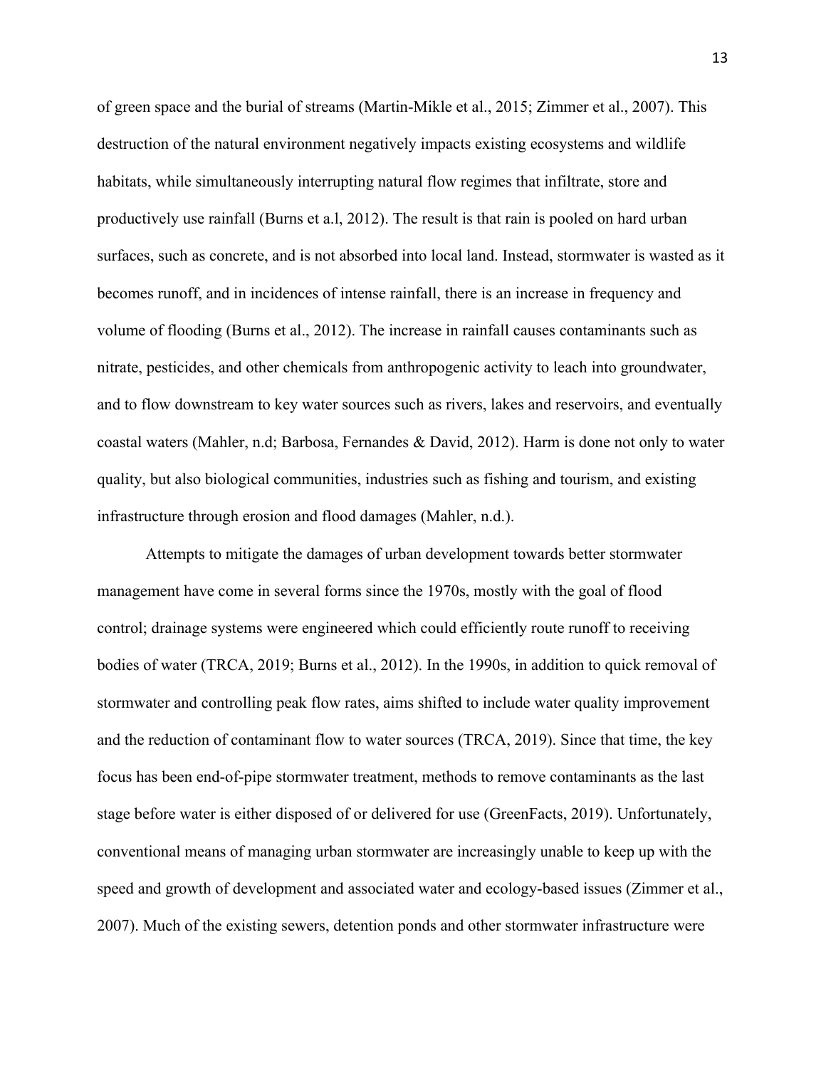of green space and the burial of streams (Martin-Mikle et al., 2015; Zimmer et al., 2007). This destruction of the natural environment negatively impacts existing ecosystems and wildlife habitats, while simultaneously interrupting natural flow regimes that infiltrate, store and productively use rainfall (Burns et a.l, 2012). The result is that rain is pooled on hard urban surfaces, such as concrete, and is not absorbed into local land. Instead, stormwater is wasted as it becomes runoff, and in incidences of intense rainfall, there is an increase in frequency and volume of flooding (Burns et al., 2012). The increase in rainfall causes contaminants such as nitrate, pesticides, and other chemicals from anthropogenic activity to leach into groundwater, and to flow downstream to key water sources such as rivers, lakes and reservoirs, and eventually coastal waters (Mahler, n.d; Barbosa, Fernandes & David, 2012). Harm is done not only to water quality, but also biological communities, industries such as fishing and tourism, and existing infrastructure through erosion and flood damages (Mahler, n.d.).

Attempts to mitigate the damages of urban development towards better stormwater management have come in several forms since the 1970s, mostly with the goal of flood control; drainage systems were engineered which could efficiently route runoff to receiving bodies of water (TRCA, 2019; Burns et al., 2012). In the 1990s, in addition to quick removal of stormwater and controlling peak flow rates, aims shifted to include water quality improvement and the reduction of contaminant flow to water sources (TRCA, 2019). Since that time, the key focus has been end-of-pipe stormwater treatment, methods to remove contaminants as the last stage before water is either disposed of or delivered for use (GreenFacts, 2019). Unfortunately, conventional means of managing urban stormwater are increasingly unable to keep up with the speed and growth of development and associated water and ecology-based issues (Zimmer et al., 2007). Much of the existing sewers, detention ponds and other stormwater infrastructure were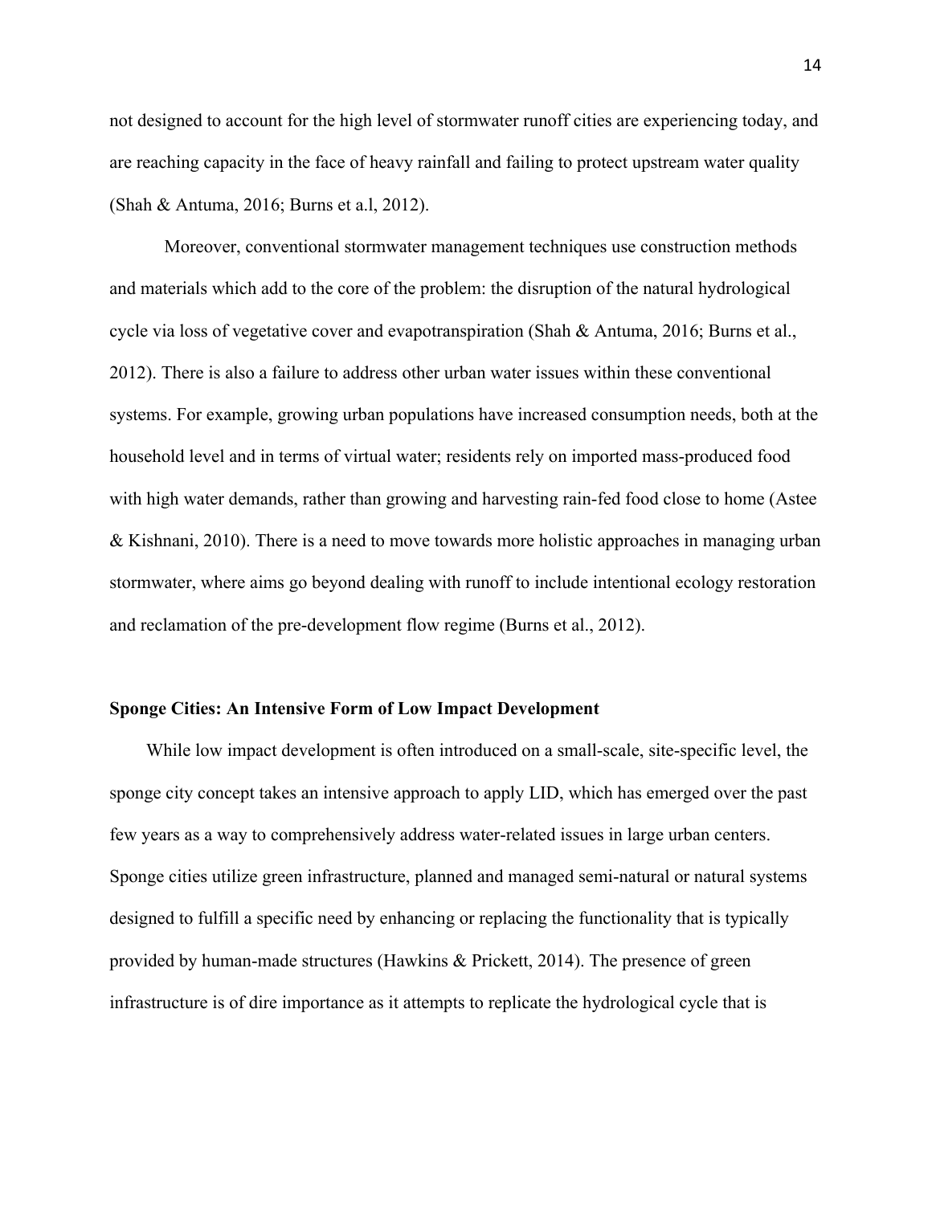not designed to account for the high level of stormwater runoff cities are experiencing today, and are reaching capacity in the face of heavy rainfall and failing to protect upstream water quality (Shah & Antuma, 2016; Burns et a.l, 2012).

Moreover, conventional stormwater management techniques use construction methods and materials which add to the core of the problem: the disruption of the natural hydrological cycle via loss of vegetative cover and evapotranspiration (Shah & Antuma, 2016; Burns et al., 2012). There is also a failure to address other urban water issues within these conventional systems. For example, growing urban populations have increased consumption needs, both at the household level and in terms of virtual water; residents rely on imported mass-produced food with high water demands, rather than growing and harvesting rain-fed food close to home (Astee & Kishnani, 2010). There is a need to move towards more holistic approaches in managing urban stormwater, where aims go beyond dealing with runoff to include intentional ecology restoration and reclamation of the pre-development flow regime (Burns et al., 2012).

**Sponge Cities: An Intensive Form of Low Impact Development**

While low impact development is often introduced on a small-scale, site-specific level, the sponge city concept takes an intensive approach to apply LID, which has emerged over the past few years as a way to comprehensively address water-related issues in large urban centers. Sponge cities utilize green infrastructure, planned and managed semi-natural or natural systems designed to fulfill a specific need by enhancing or replacing the functionality that is typically provided by human-made structures (Hawkins & Prickett, 2014). The presence of green infrastructure is of dire importance as it attempts to replicate the hydrological cycle that is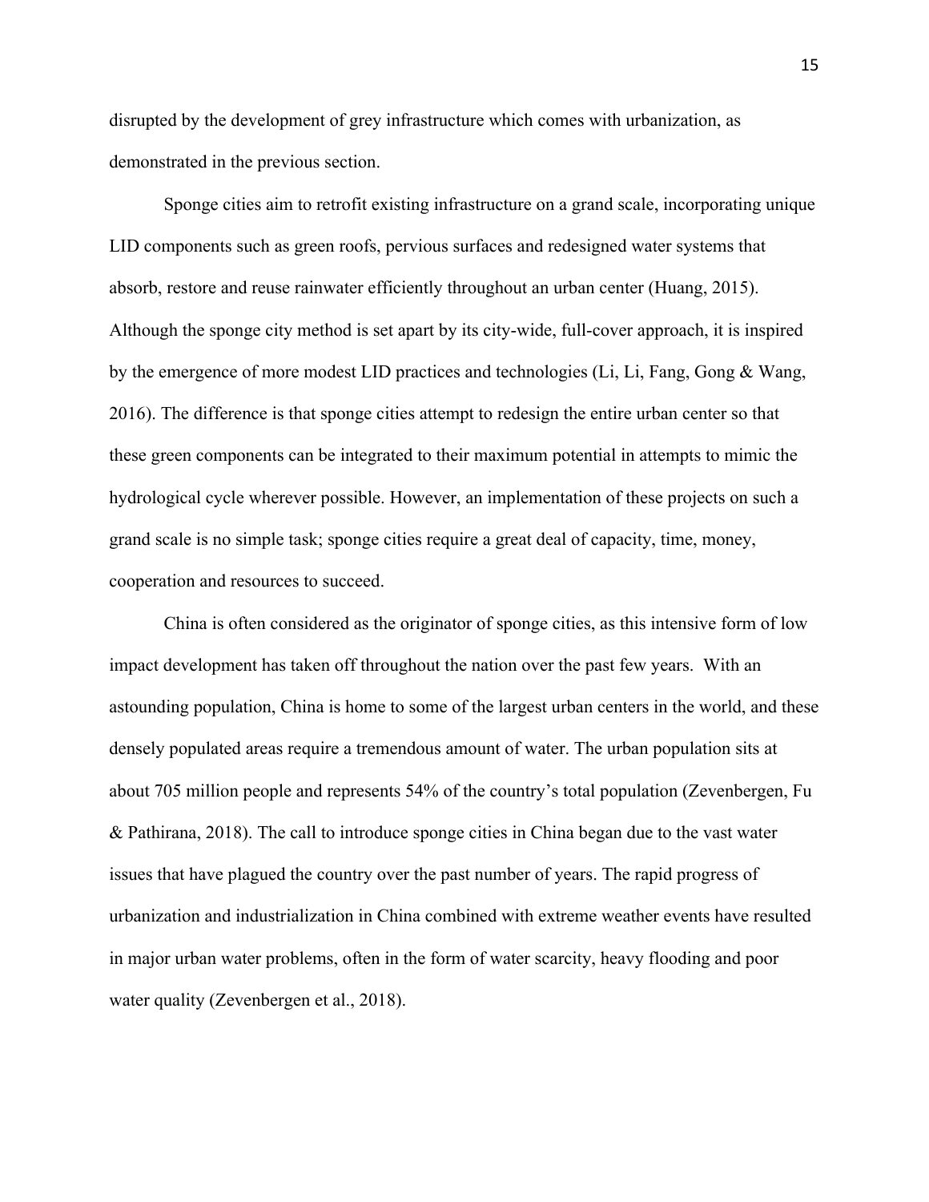disrupted by the development of grey infrastructure which comes with urbanization, as demonstrated in the previous section.

Sponge cities aim to retrofit existing infrastructure on a grand scale, incorporating unique LID components such as green roofs, pervious surfaces and redesigned water systems that absorb, restore and reuse rainwater efficiently throughout an urban center (Huang, 2015). Although the sponge city method is set apart by its city-wide, full-cover approach, it is inspired by the emergence of more modest LID practices and technologies (Li, Li, Fang, Gong & Wang, 2016). The difference is that sponge cities attempt to redesign the entire urban center so that these green components can be integrated to their maximum potential in attempts to mimic the hydrological cycle wherever possible. However, an implementation of these projects on such a grand scale is no simple task; sponge cities require a great deal of capacity, time, money, cooperation and resources to succeed.

China is often considered as the originator of sponge cities, as this intensive form of low impact development has taken off throughout the nation over the past few years. With an astounding population, China is home to some of the largest urban centers in the world, and these densely populated areas require a tremendous amount of water. The urban population sits at about 705 million people and represents 54% of the country's total population (Zevenbergen, Fu & Pathirana, 2018). The call to introduce sponge cities in China began due to the vast water issues that have plagued the country over the past number of years. The rapid progress of urbanization and industrialization in China combined with extreme weather events have resulted in major urban water problems, often in the form of water scarcity, heavy flooding and poor water quality (Zevenbergen et al., 2018).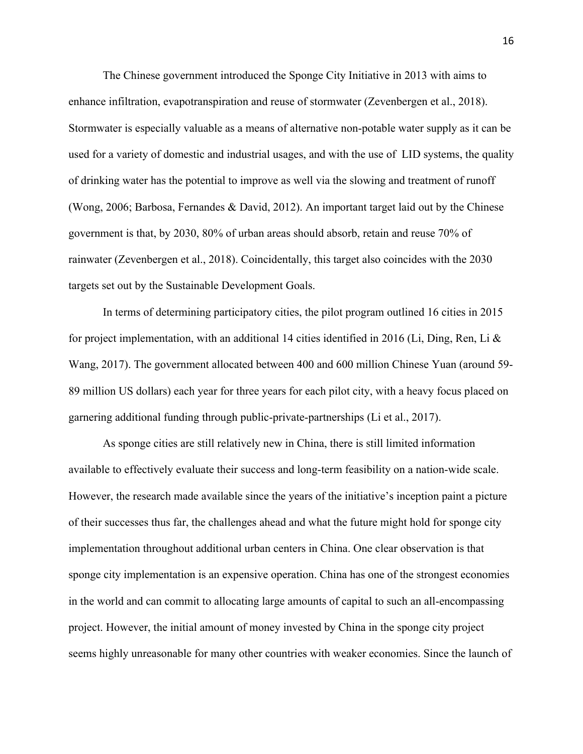The Chinese government introduced the Sponge City Initiative in 2013 with aims to enhance infiltration, evapotranspiration and reuse of stormwater (Zevenbergen et al., 2018). Stormwater is especially valuable as a means of alternative non-potable water supply as it can be used for a variety of domestic and industrial usages, and with the use of LID systems, the quality of drinking water has the potential to improve as well via the slowing and treatment of runoff (Wong, 2006; Barbosa, Fernandes & David, 2012). An important target laid out by the Chinese government is that, by 2030, 80% of urban areas should absorb, retain and reuse 70% of rainwater (Zevenbergen et al., 2018). Coincidentally, this target also coincides with the 2030 targets set out by the Sustainable Development Goals.

In terms of determining participatory cities, the pilot program outlined 16 cities in 2015 for project implementation, with an additional 14 cities identified in 2016 (Li, Ding, Ren, Li & Wang, 2017). The government allocated between 400 and 600 million Chinese Yuan (around 59-89 million US dollars) each year for three years for each pilot city, with a heavy focus placed on garnering additional funding through public-private-partnerships (Li et al., 2017).

As sponge cities are still relatively new in China, there is still limited information available to effectively evaluate their success and long-term feasibility on a nation-wide scale. However, the research made available since the years of the initiative's inception paint a picture of their successes thus far, the challenges ahead and what the future might hold for sponge city implementation throughout additional urban centers in China. One clear observation is that sponge city implementation is an expensive operation. China has one of the strongest economies in the world and can commit to allocating large amounts of capital to such an all-encompassing project. However, the initial amount of money invested by China in the sponge city project seems highly unreasonable for many other countries with weaker economies. Since the launch of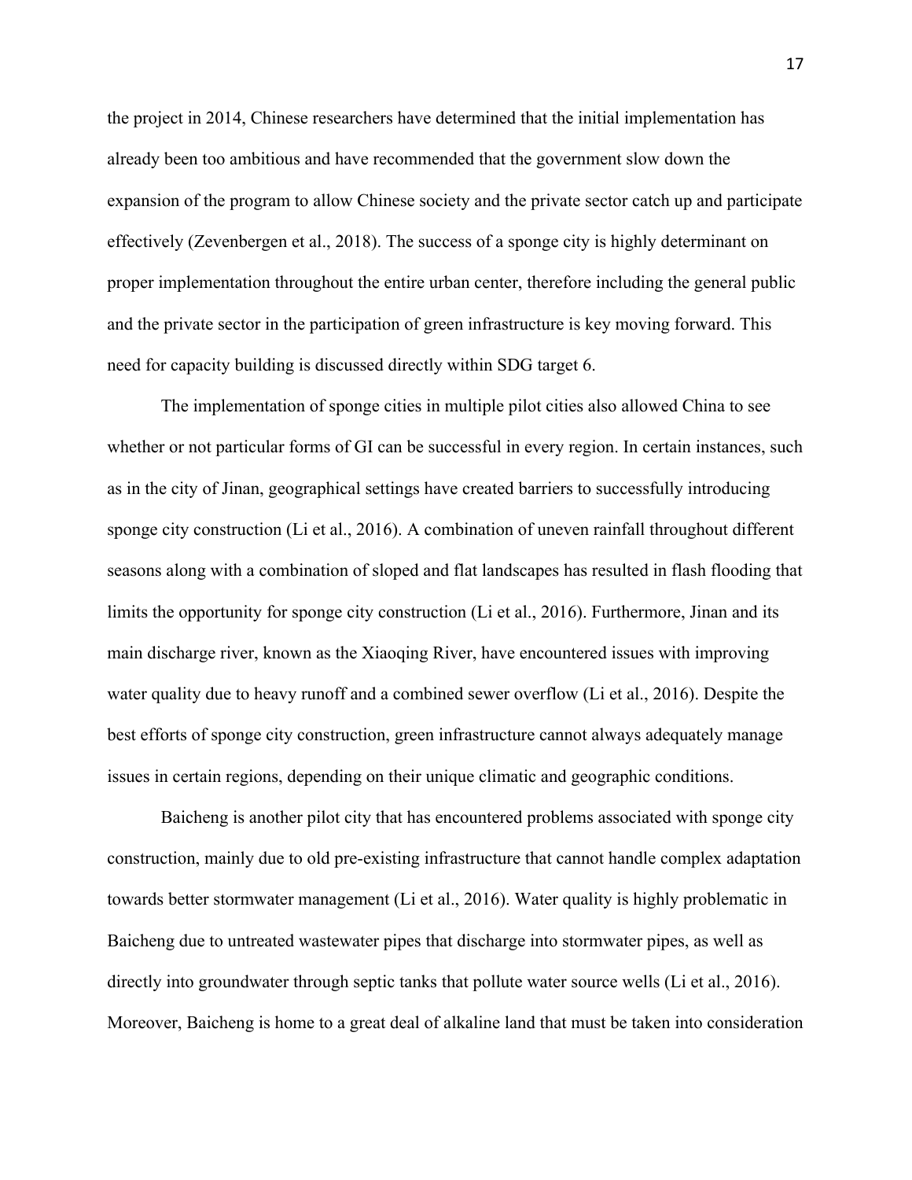the project in 2014, Chinese researchers have determined that the initial implementation has already been too ambitious and have recommended that the government slow down the expansion of the program to allow Chinese society and the private sector catch up and participate effectively (Zevenbergen et al., 2018). The success of a sponge city is highly determinant on proper implementation throughout the entire urban center, therefore including the general public and the private sector in the participation of green infrastructure is key moving forward. This need for capacity building is discussed directly within SDG target 6.

The implementation of sponge cities in multiple pilot cities also allowed China to see whether or not particular forms of GI can be successful in every region. In certain instances, such as in the city of Jinan, geographical settings have created barriers to successfully introducing sponge city construction (Li et al., 2016). A combination of uneven rainfall throughout different seasons along with a combination of sloped and flat landscapes has resulted in flash flooding that limits the opportunity for sponge city construction (Li et al., 2016). Furthermore, Jinan and its main discharge river, known as the Xiaoqing River, have encountered issues with improving water quality due to heavy runoff and a combined sewer overflow (Li et al., 2016). Despite the best efforts of sponge city construction, green infrastructure cannot always adequately manage issues in certain regions, depending on their unique climatic and geographic conditions.

Baicheng is another pilot city that has encountered problems associated with sponge city construction, mainly due to old pre-existing infrastructure that cannot handle complex adaptation towards better stormwater management (Li et al., 2016). Water quality is highly problematic in Baicheng due to untreated wastewater pipes that discharge into stormwater pipes, as well as directly into groundwater through septic tanks that pollute water source wells (Li et al., 2016). Moreover, Baicheng is home to a great deal of alkaline land that must be taken into consideration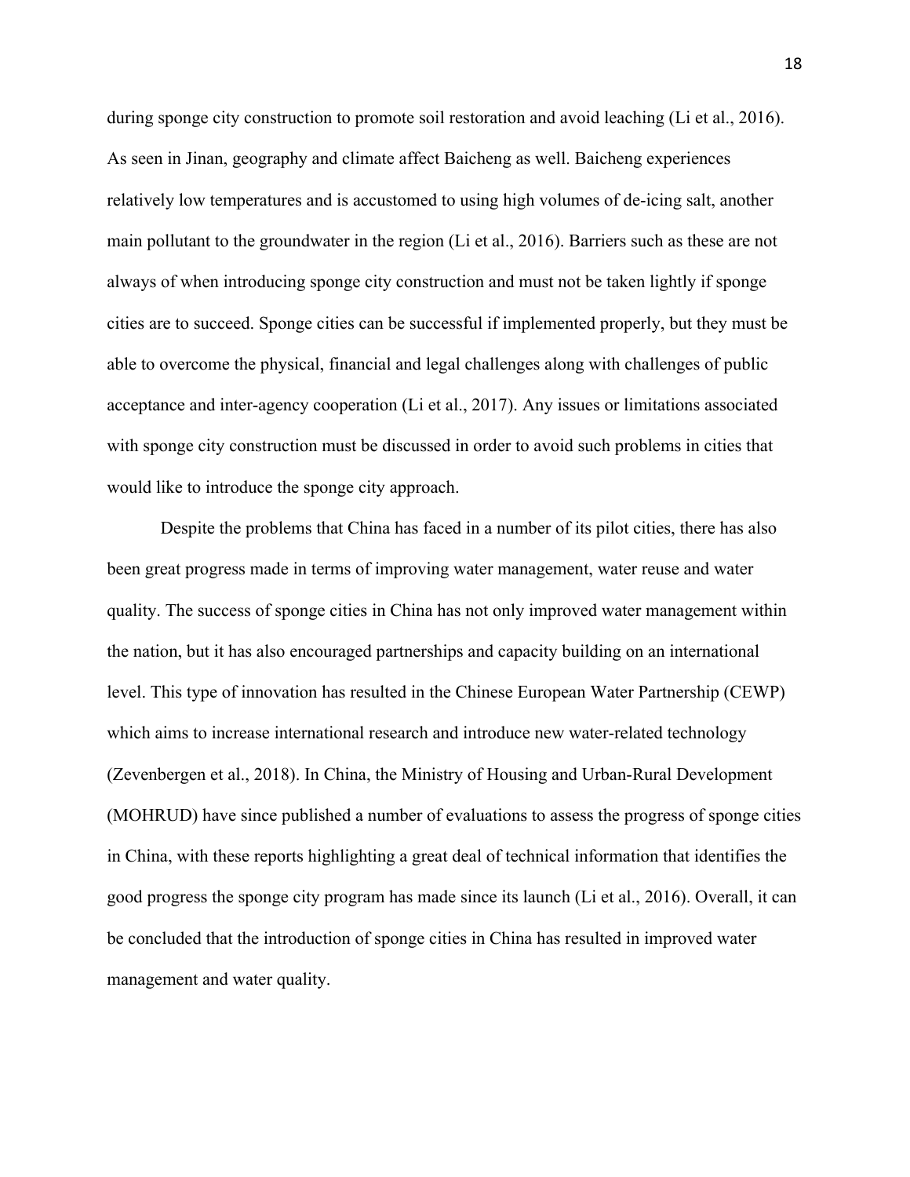during sponge city construction to promote soil restoration and avoid leaching (Li et al., 2016). As seen in Jinan, geography and climate affect Baicheng as well. Baicheng experiences relatively low temperatures and is accustomed to using high volumes of de-icing salt, another main pollutant to the groundwater in the region (Li et al., 2016). Barriers such as these are not always of when introducing sponge city construction and must not be taken lightly if sponge cities are to succeed. Sponge cities can be successful if implemented properly, but they must be able to overcome the physical, financial and legal challenges along with challenges of public acceptance and inter-agency cooperation (Li et al., 2017). Any issues or limitations associated with sponge city construction must be discussed in order to avoid such problems in cities that would like to introduce the sponge city approach.

Despite the problems that China has faced in a number of its pilot cities, there has also been great progress made in terms of improving water management, water reuse and water quality. The success of sponge cities in China has not only improved water management within the nation, but it has also encouraged partnerships and capacity building on an international level. This type of innovation has resulted in the Chinese European Water Partnership (CEWP) which aims to increase international research and introduce new water-related technology (Zevenbergen et al., 2018). In China, the Ministry of Housing and Urban-Rural Development (MOHRUD) have since published a number of evaluations to assess the progress of sponge cities in China, with these reports highlighting a great deal of technical information that identifies the good progress the sponge city program has made since its launch (Li et al., 2016). Overall, it can be concluded that the introduction of sponge cities in China has resulted in improved water management and water quality.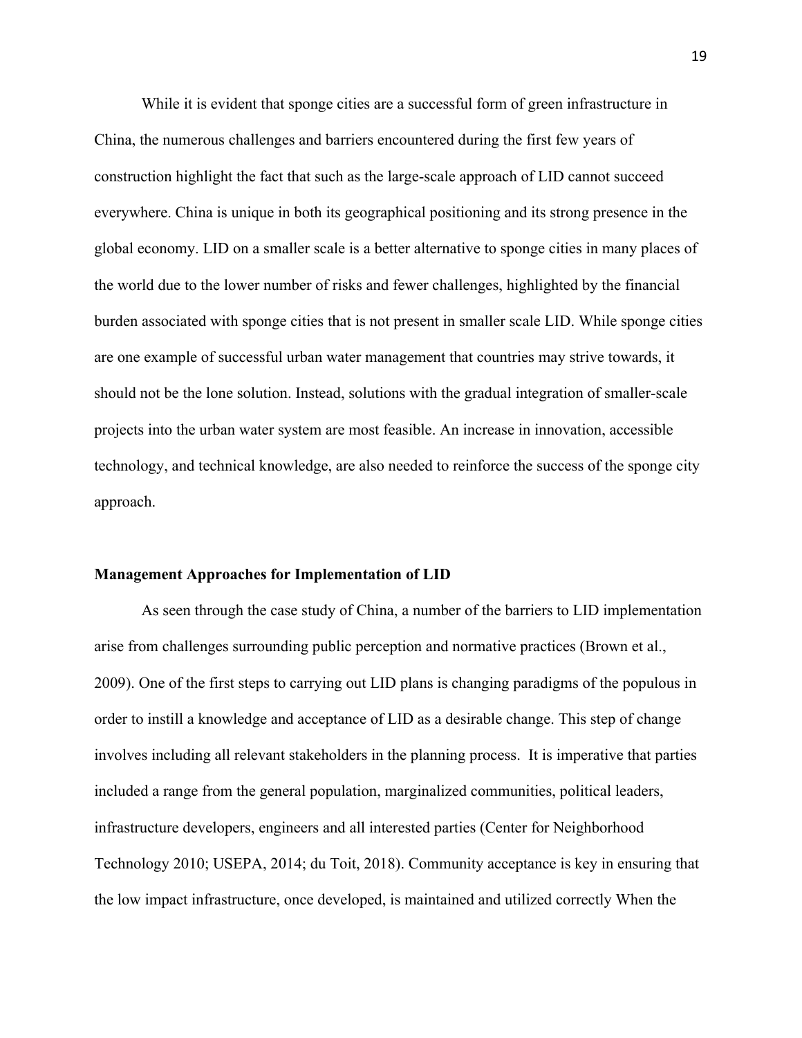While it is evident that sponge cities are a successful form of green infrastructure in China, the numerous challenges and barriers encountered during the first few years of construction highlight the fact that such as the large-scale approach of LID cannot succeed everywhere. China is unique in both its geographical positioning and its strong presence in the global economy. LID on a smaller scale is a better alternative to sponge cities in many places of the world due to the lower number of risks and fewer challenges, highlighted by the financial burden associated with sponge cities that is not present in smaller scale LID. While sponge cities are one example of successful urban water management that countries may strive towards, it should not be the lone solution. Instead, solutions with the gradual integration of smaller-scale projects into the urban water system are most feasible. An increase in innovation, accessible technology, and technical knowledge, are also needed to reinforce the success of the sponge city approach.

**Management Approaches for Implementation of LID**

As seen through the case study of China, a number of the barriers to LID implementation arise from challenges surrounding public perception and normative practices (Brown et al., 2009). One of the first steps to carrying out LID plans is changing paradigms of the populous in order to instill a knowledge and acceptance of LID as a desirable change. This step of change involves including all relevant stakeholders in the planning process. It is imperative that parties included a range from the general population, marginalized communities, political leaders, infrastructure developers, engineers and all interested parties (Center for Neighborhood Technology 2010; USEPA, 2014; du Toit, 2018). Community acceptance is key in ensuring that the low impact infrastructure, once developed, is maintained and utilized correctly When the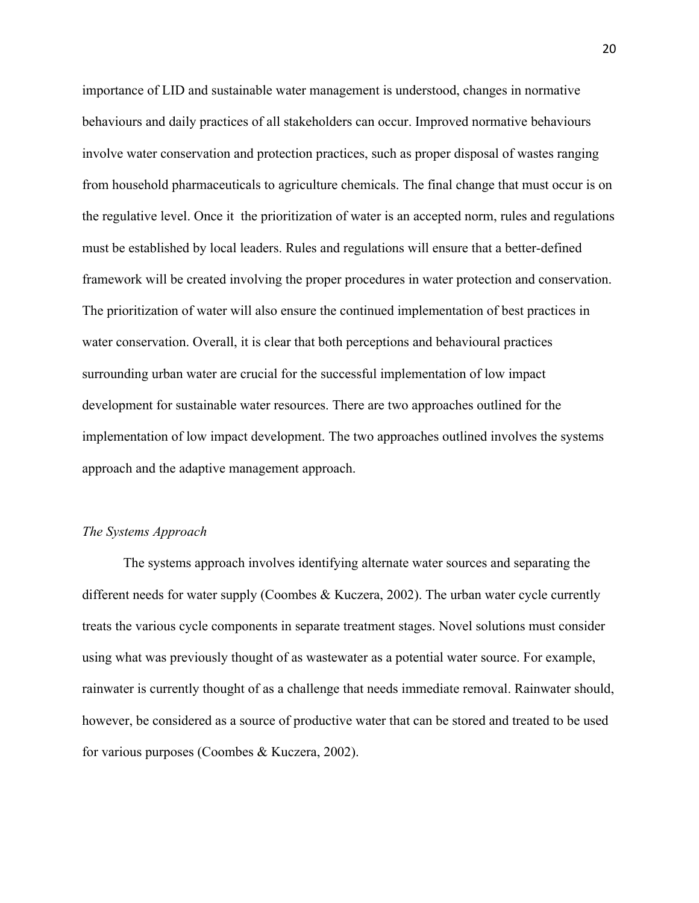importance of LID and sustainable water management is understood, changes in normative behaviours and daily practices of all stakeholders can occur. Improved normative behaviours involve water conservation and protection practices, such as proper disposal of wastes ranging from household pharmaceuticals to agriculture chemicals. The final change that must occur is on the regulative level. Once it the prioritization of water is an accepted norm, rules and regulations must be established by local leaders. Rules and regulations will ensure that a better-defined framework will be created involving the proper procedures in water protection and conservation. The prioritization of water will also ensure the continued implementation of best practices in water conservation. Overall, it is clear that both perceptions and behavioural practices surrounding urban water are crucial for the successful implementation of low impact development for sustainable water resources. There are two approaches outlined for the implementation of low impact development. The two approaches outlined involves the systems approach and the adaptive management approach.

*The Systems Approach*

The systems approach involves identifying alternate water sources and separating the different needs for water supply (Coombes & Kuczera, 2002). The urban water cycle currently treats the various cycle components in separate treatment stages. Novel solutions must consider using what was previously thought of as wastewater as a potential water source. For example, rainwater is currently thought of as a challenge that needs immediate removal. Rainwater should, however, be considered as a source of productive water that can be stored and treated to be used for various purposes (Coombes & Kuczera, 2002).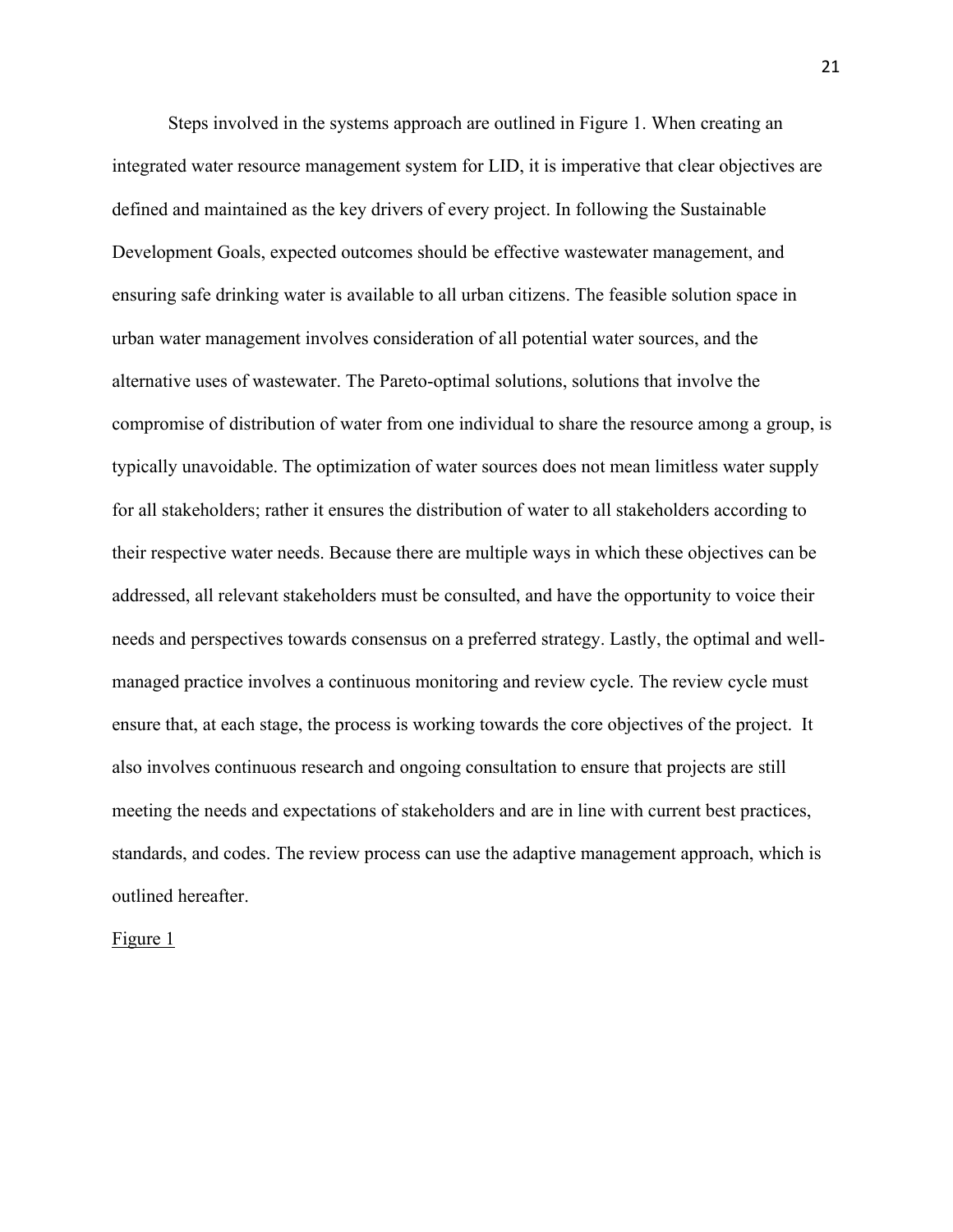Steps involved in the systems approach are outlined in Figure 1. When creating an integrated water resource management system for LID, it is imperative that clear objectives are defined and maintained as the key drivers of every project. In following the Sustainable Development Goals, expected outcomes should be effective wastewater management, and ensuring safe drinking water is available to all urban citizens. The feasible solution space in urban water management involves consideration of all potential water sources, and the alternative uses of wastewater. The Pareto-optimal solutions, solutions that involve the compromise of distribution of water from one individual to share the resource among a group, is typically unavoidable. The optimization of water sources does not mean limitless water supply for all stakeholders; rather it ensures the distribution of water to all stakeholders according to their respective water needs. Because there are multiple ways in which these objectives can be addressed, all relevant stakeholders must be consulted, and have the opportunity to voice their needs and perspectives towards consensus on a preferred strategy. Lastly, the optimal and well-managed practice involves a continuous monitoring and review cycle. The review cycle must ensure that, at each stage, the process is working towards the core objectives of the project. It also involves continuous research and ongoing consultation to ensure that projects are still meeting the needs and expectations of stakeholders and are in line with current best practices, standards, and codes. The review process can use the adaptive management approach, which is outlined hereafter.

<u>Figure 1</u>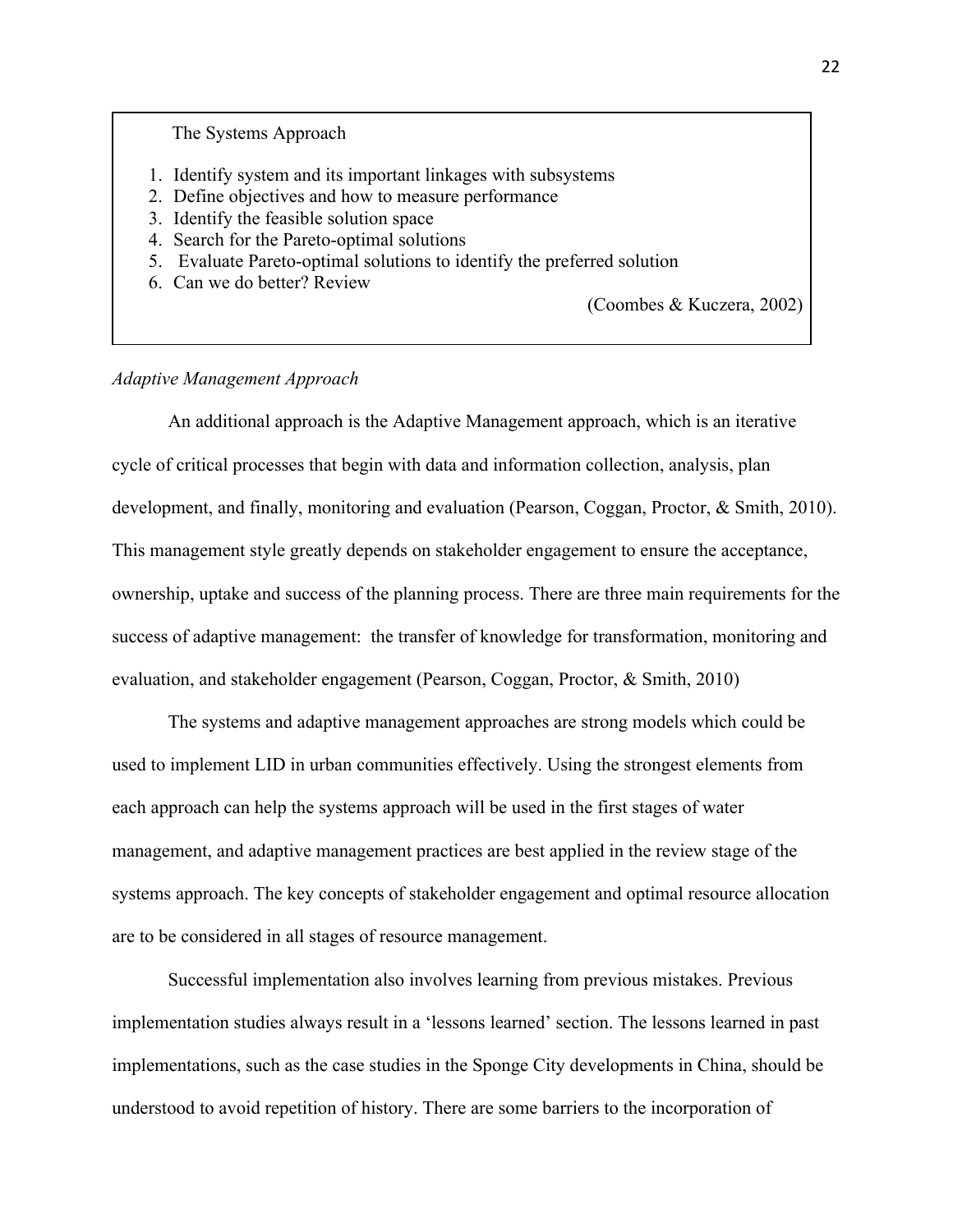The Systems Approach

1. Identify system and its important linkages with subsystems
2. Define objectives and how to measure performance
3. Identify the feasible solution space
4. Search for the Pareto-optimal solutions
5. Evaluate Pareto-optimal solutions to identify the preferred solution
6. Can we do better? Review

(Coombes & Kuczera, 2002)

*Adaptive Management Approach*

An additional approach is the Adaptive Management approach, which is an iterative cycle of critical processes that begin with data and information collection, analysis, plan development, and finally, monitoring and evaluation (Pearson, Coggan, Proctor, & Smith, 2010). This management style greatly depends on stakeholder engagement to ensure the acceptance, ownership, uptake and success of the planning process. There are three main requirements for the success of adaptive management: the transfer of knowledge for transformation, monitoring and evaluation, and stakeholder engagement (Pearson, Coggan, Proctor, & Smith, 2010)

The systems and adaptive management approaches are strong models which could be used to implement LID in urban communities effectively. Using the strongest elements from each approach can help the systems approach will be used in the first stages of water management, and adaptive management practices are best applied in the review stage of the systems approach. The key concepts of stakeholder engagement and optimal resource allocation are to be considered in all stages of resource management.

Successful implementation also involves learning from previous mistakes. Previous implementation studies always result in a 'lessons learned' section. The lessons learned in past implementations, such as the case studies in the Sponge City developments in China, should be understood to avoid repetition of history. There are some barriers to the incorporation of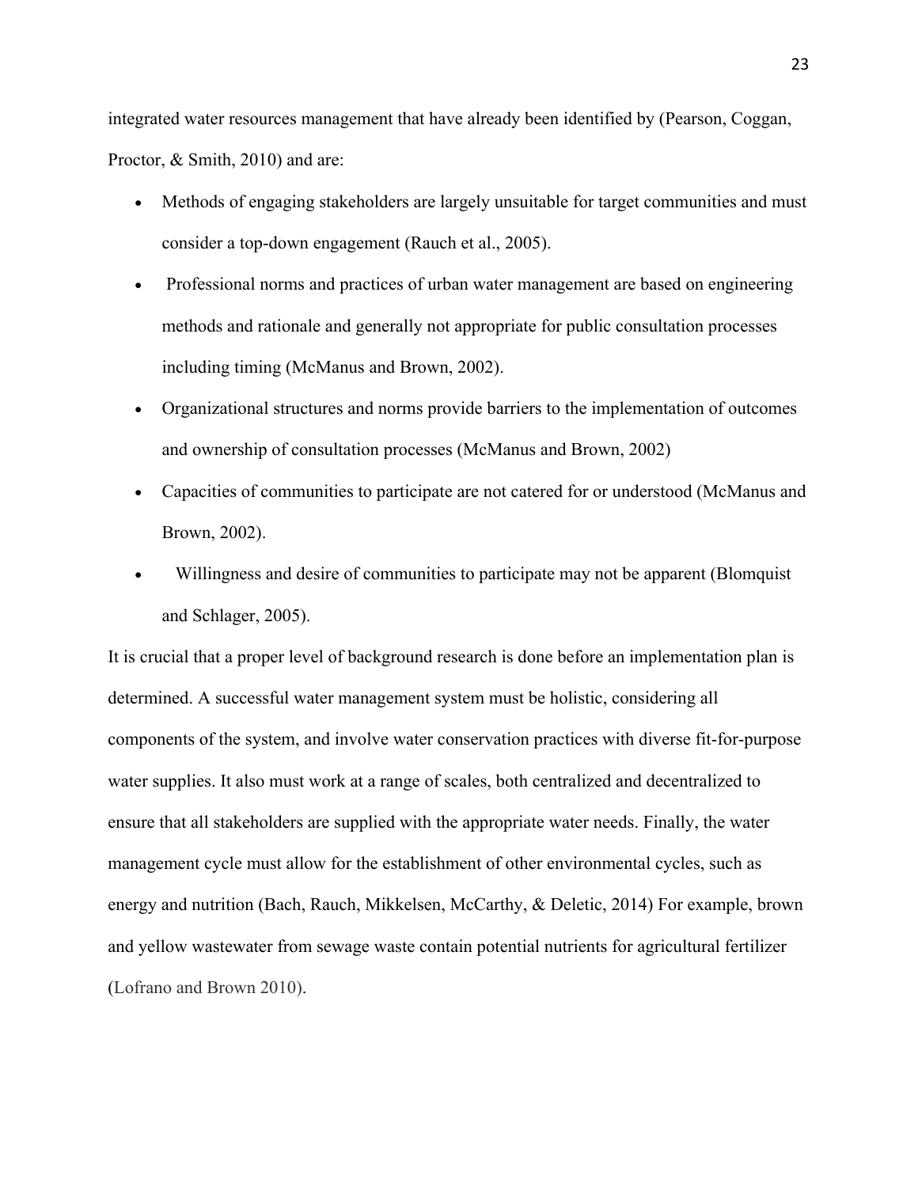integrated water resources management that have already been identified by (Pearson, Coggan, Proctor, & Smith, 2010) and are:

- Methods of engaging stakeholders are largely unsuitable for target communities and must consider a top-down engagement (Rauch et al., 2005).
- Professional norms and practices of urban water management are based on engineering methods and rationale and generally not appropriate for public consultation processes including timing (McManus and Brown, 2002).
- Organizational structures and norms provide barriers to the implementation of outcomes and ownership of consultation processes (McManus and Brown, 2002)
- Capacities of communities to participate are not catered for or understood (McManus and Brown, 2002).
- Willingness and desire of communities to participate may not be apparent (Blomquist and Schlager, 2005).

It is crucial that a proper level of background research is done before an implementation plan is determined. A successful water management system must be holistic, considering all components of the system, and involve water conservation practices with diverse fit-for-purpose water supplies. It also must work at a range of scales, both centralized and decentralized to ensure that all stakeholders are supplied with the appropriate water needs. Finally, the water management cycle must allow for the establishment of other environmental cycles, such as energy and nutrition (Bach, Rauch, Mikkelsen, McCarthy, & Deletic, 2014) For example, brown and yellow wastewater from sewage waste contain potential nutrients for agricultural fertilizer (Lofrano and Brown 2010).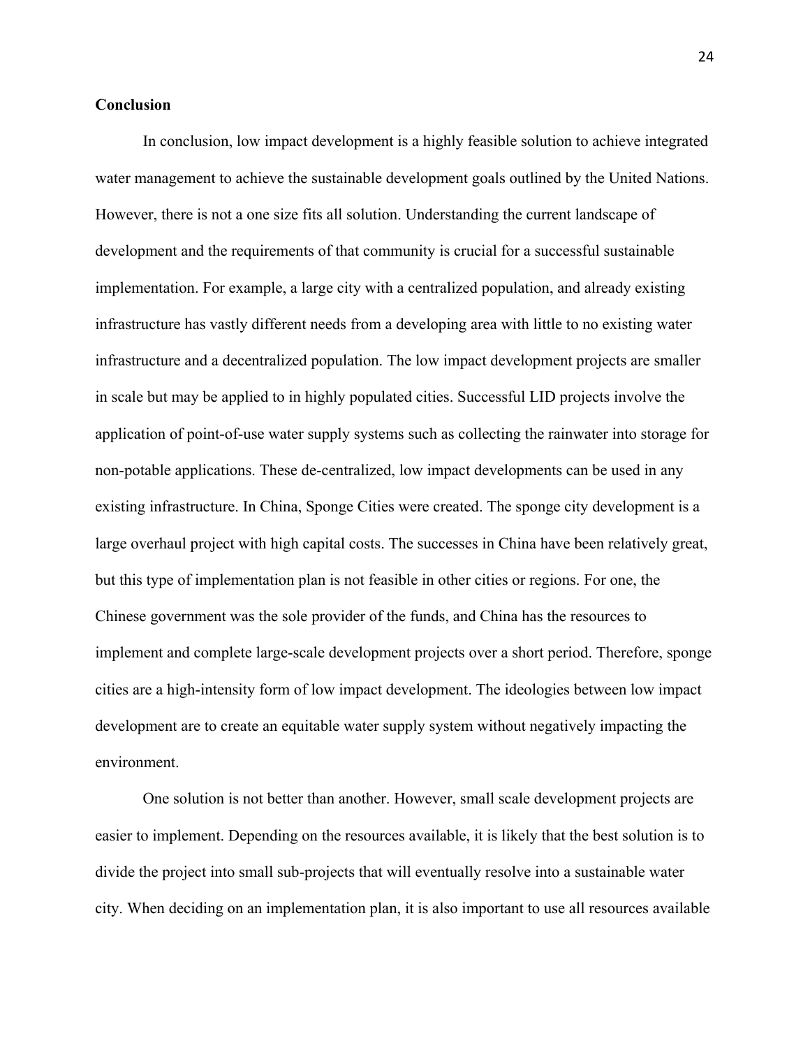**Conclusion**

In conclusion, low impact development is a highly feasible solution to achieve integrated water management to achieve the sustainable development goals outlined by the United Nations. However, there is not a one size fits all solution. Understanding the current landscape of development and the requirements of that community is crucial for a successful sustainable implementation. For example, a large city with a centralized population, and already existing infrastructure has vastly different needs from a developing area with little to no existing water infrastructure and a decentralized population. The low impact development projects are smaller in scale but may be applied to in highly populated cities. Successful LID projects involve the application of point-of-use water supply systems such as collecting the rainwater into storage for non-potable applications. These de-centralized, low impact developments can be used in any existing infrastructure. In China, Sponge Cities were created. The sponge city development is a large overhaul project with high capital costs. The successes in China have been relatively great, but this type of implementation plan is not feasible in other cities or regions. For one, the Chinese government was the sole provider of the funds, and China has the resources to implement and complete large-scale development projects over a short period. Therefore, sponge cities are a high-intensity form of low impact development. The ideologies between low impact development are to create an equitable water supply system without negatively impacting the environment.

One solution is not better than another. However, small scale development projects are easier to implement. Depending on the resources available, it is likely that the best solution is to divide the project into small sub-projects that will eventually resolve into a sustainable water city. When deciding on an implementation plan, it is also important to use all resources available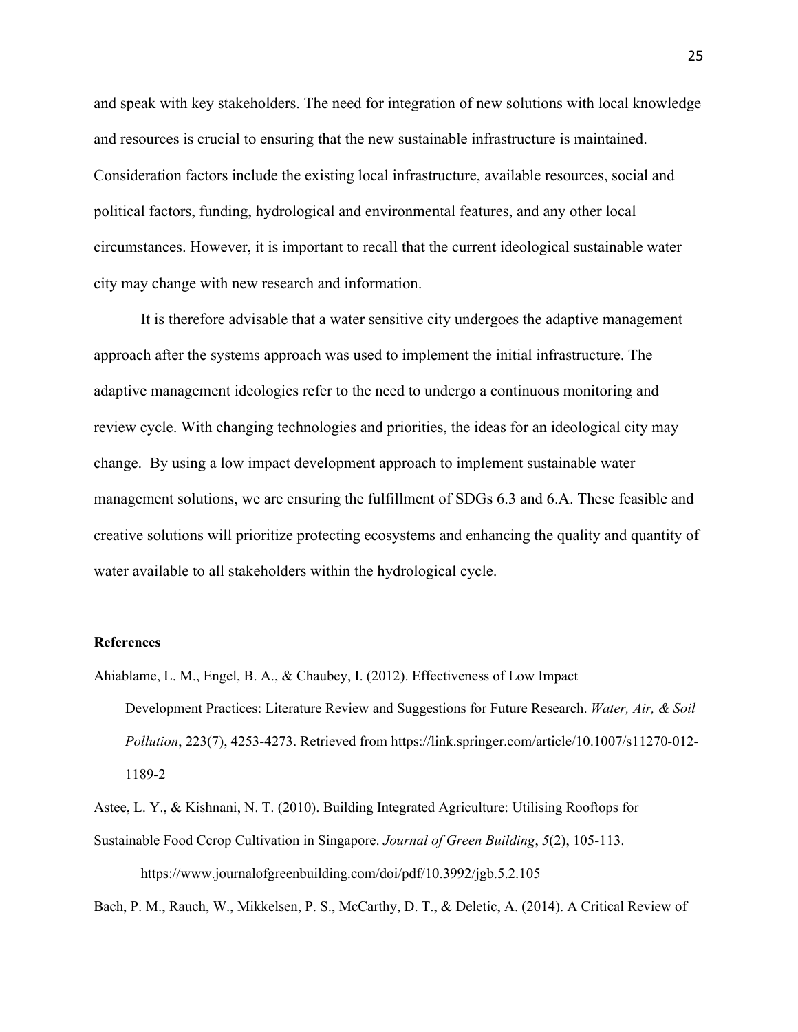and speak with key stakeholders. The need for integration of new solutions with local knowledge and resources is crucial to ensuring that the new sustainable infrastructure is maintained. Consideration factors include the existing local infrastructure, available resources, social and political factors, funding, hydrological and environmental features, and any other local circumstances. However, it is important to recall that the current ideological sustainable water city may change with new research and information.

It is therefore advisable that a water sensitive city undergoes the adaptive management approach after the systems approach was used to implement the initial infrastructure. The adaptive management ideologies refer to the need to undergo a continuous monitoring and review cycle. With changing technologies and priorities, the ideas for an ideological city may change. By using a low impact development approach to implement sustainable water management solutions, we are ensuring the fulfillment of SDGs 6.3 and 6.A. These feasible and creative solutions will prioritize protecting ecosystems and enhancing the quality and quantity of water available to all stakeholders within the hydrological cycle.

**References**

Ahiablame, L. M., Engel, B. A., & Chaubey, I. (2012). Effectiveness of Low Impact Development Practices: Literature Review and Suggestions for Future Research. *Water, Air, & Soil Pollution*, 223(7), 4253-4273. Retrieved from https://link.springer.com/article/10.1007/s11270-012-1189-2

Astee, L. Y., & Kishnani, N. T. (2010). Building Integrated Agriculture: Utilising Rooftops for Sustainable Food Ccrop Cultivation in Singapore. *Journal of Green Building*, *5*(2), 105-113. https://www.journalofgreenbuilding.com/doi/pdf/10.3992/jgb.5.2.105

Bach, P. M., Rauch, W., Mikkelsen, P. S., McCarthy, D. T., & Deletic, A. (2014). A Critical Review of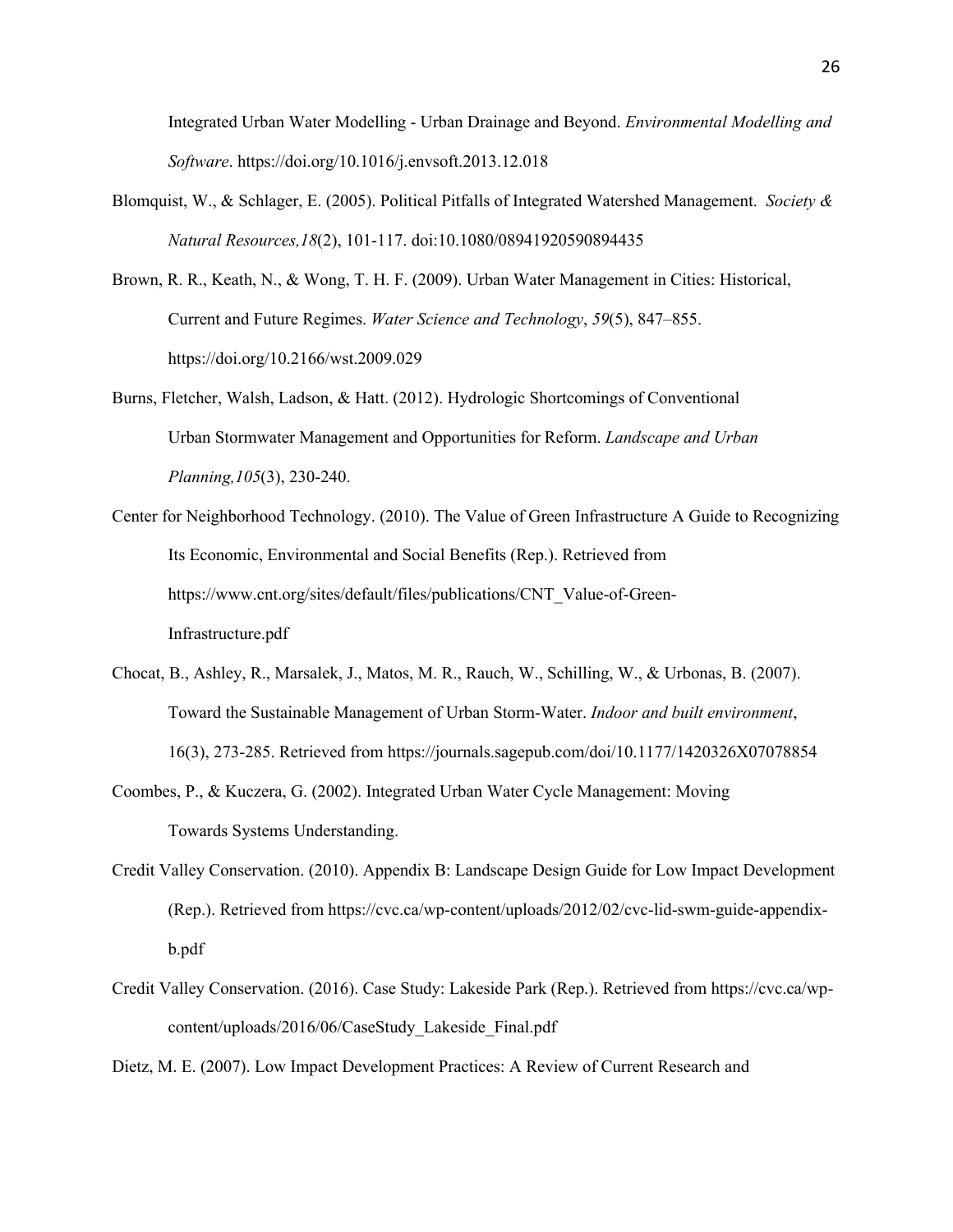Integrated Urban Water Modelling - Urban Drainage and Beyond. *Environmental Modelling and Software*. https://doi.org/10.1016/j.envsoft.2013.12.018

Blomquist, W., & Schlager, E. (2005). Political Pitfalls of Integrated Watershed Management. *Society & Natural Resources,18*(2), 101-117. doi:10.1080/08941920590894435

Brown, R. R., Keath, N., & Wong, T. H. F. (2009). Urban Water Management in Cities: Historical, Current and Future Regimes. *Water Science and Technology*, *59*(5), 847–855. https://doi.org/10.2166/wst.2009.029

Burns, Fletcher, Walsh, Ladson, & Hatt. (2012). Hydrologic Shortcomings of Conventional Urban Stormwater Management and Opportunities for Reform. *Landscape and Urban Planning,105*(3), 230-240.

Center for Neighborhood Technology. (2010). The Value of Green Infrastructure A Guide to Recognizing Its Economic, Environmental and Social Benefits (Rep.). Retrieved from https://www.cnt.org/sites/default/files/publications/CNT_Value-of-Green-Infrastructure.pdf

Chocat, B., Ashley, R., Marsalek, J., Matos, M. R., Rauch, W., Schilling, W., & Urbonas, B. (2007). Toward the Sustainable Management of Urban Storm-Water. *Indoor and built environment*, 16(3), 273-285. Retrieved from https://journals.sagepub.com/doi/10.1177/1420326X07078854

Coombes, P., & Kuczera, G. (2002). Integrated Urban Water Cycle Management: Moving Towards Systems Understanding.

Credit Valley Conservation. (2010). Appendix B: Landscape Design Guide for Low Impact Development (Rep.). Retrieved from https://cvc.ca/wp-content/uploads/2012/02/cvc-lid-swm-guide-appendix-b.pdf

Credit Valley Conservation. (2016). Case Study: Lakeside Park (Rep.). Retrieved from https://cvc.ca/wp-content/uploads/2016/06/CaseStudy_Lakeside_Final.pdf

Dietz, M. E. (2007). Low Impact Development Practices: A Review of Current Research and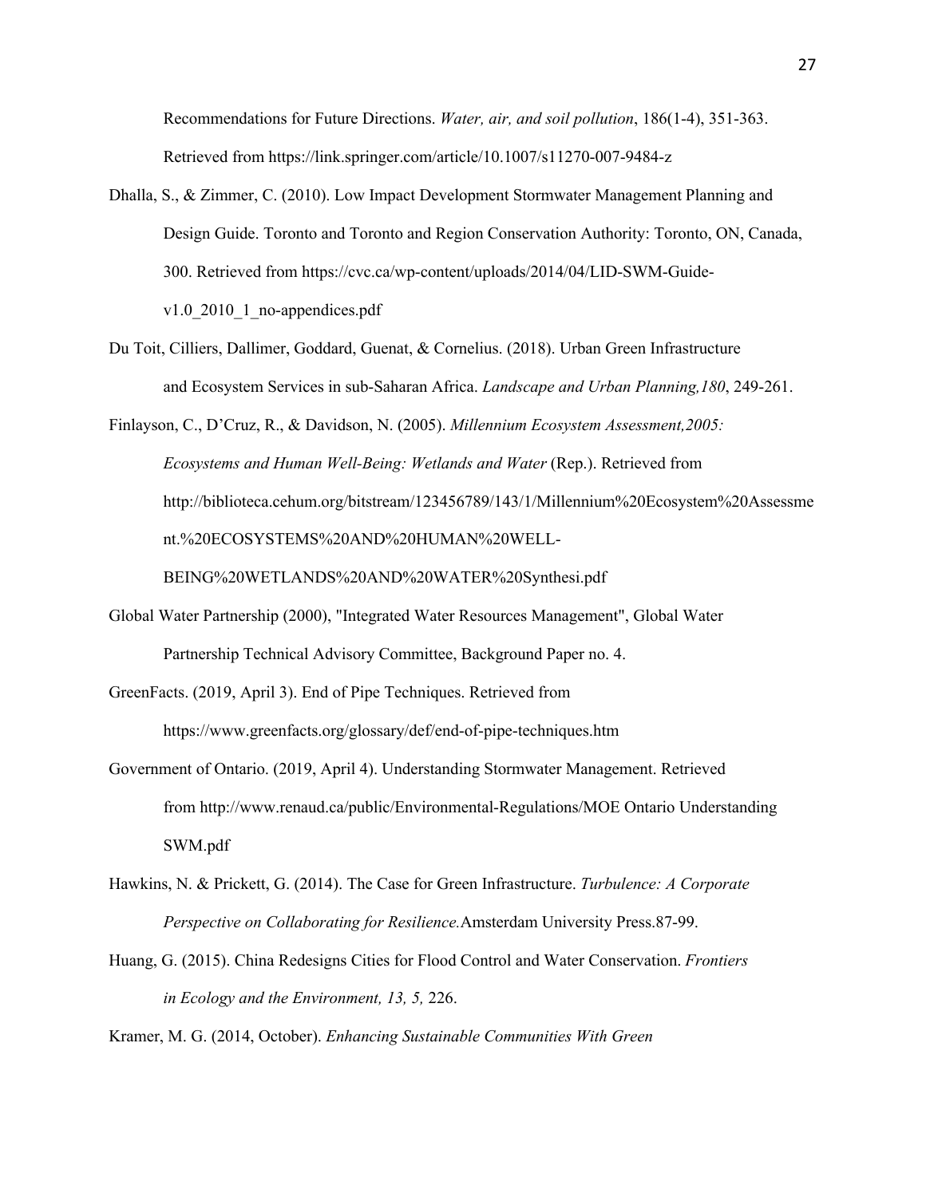Recommendations for Future Directions. *Water, air, and soil pollution*, 186(1-4), 351-363. Retrieved from https://link.springer.com/article/10.1007/s11270-007-9484-z

Dhalla, S., & Zimmer, C. (2010). Low Impact Development Stormwater Management Planning and Design Guide. Toronto and Toronto and Region Conservation Authority: Toronto, ON, Canada, 300. Retrieved from https://cvc.ca/wp-content/uploads/2014/04/LID-SWM-Guide-v1.0_2010_1_no-appendices.pdf

Du Toit, Cilliers, Dallimer, Goddard, Guenat, & Cornelius. (2018). Urban Green Infrastructure and Ecosystem Services in sub-Saharan Africa. *Landscape and Urban Planning,180*, 249-261.

Finlayson, C., D'Cruz, R., & Davidson, N. (2005). *Millennium Ecosystem Assessment,2005: Ecosystems and Human Well-Being: Wetlands and Water* (Rep.). Retrieved from http://biblioteca.cehum.org/bitstream/123456789/143/1/Millennium%20Ecosystem%20Assessment.%20ECOSYSTEMS%20AND%20HUMAN%20WELL-BEING%20WETLANDS%20AND%20WATER%20Synthesi.pdf

Global Water Partnership (2000), "Integrated Water Resources Management", Global Water Partnership Technical Advisory Committee, Background Paper no. 4.

GreenFacts. (2019, April 3). End of Pipe Techniques. Retrieved from https://www.greenfacts.org/glossary/def/end-of-pipe-techniques.htm

Government of Ontario. (2019, April 4). Understanding Stormwater Management. Retrieved from http://www.renaud.ca/public/Environmental-Regulations/MOE Ontario Understanding SWM.pdf

Hawkins, N. & Prickett, G. (2014). The Case for Green Infrastructure. *Turbulence: A Corporate Perspective on Collaborating for Resilience.*Amsterdam University Press.87-99.

Huang, G. (2015). China Redesigns Cities for Flood Control and Water Conservation. *Frontiers in Ecology and the Environment, 13, 5,* 226.

Kramer, M. G. (2014, October). *Enhancing Sustainable Communities With Green*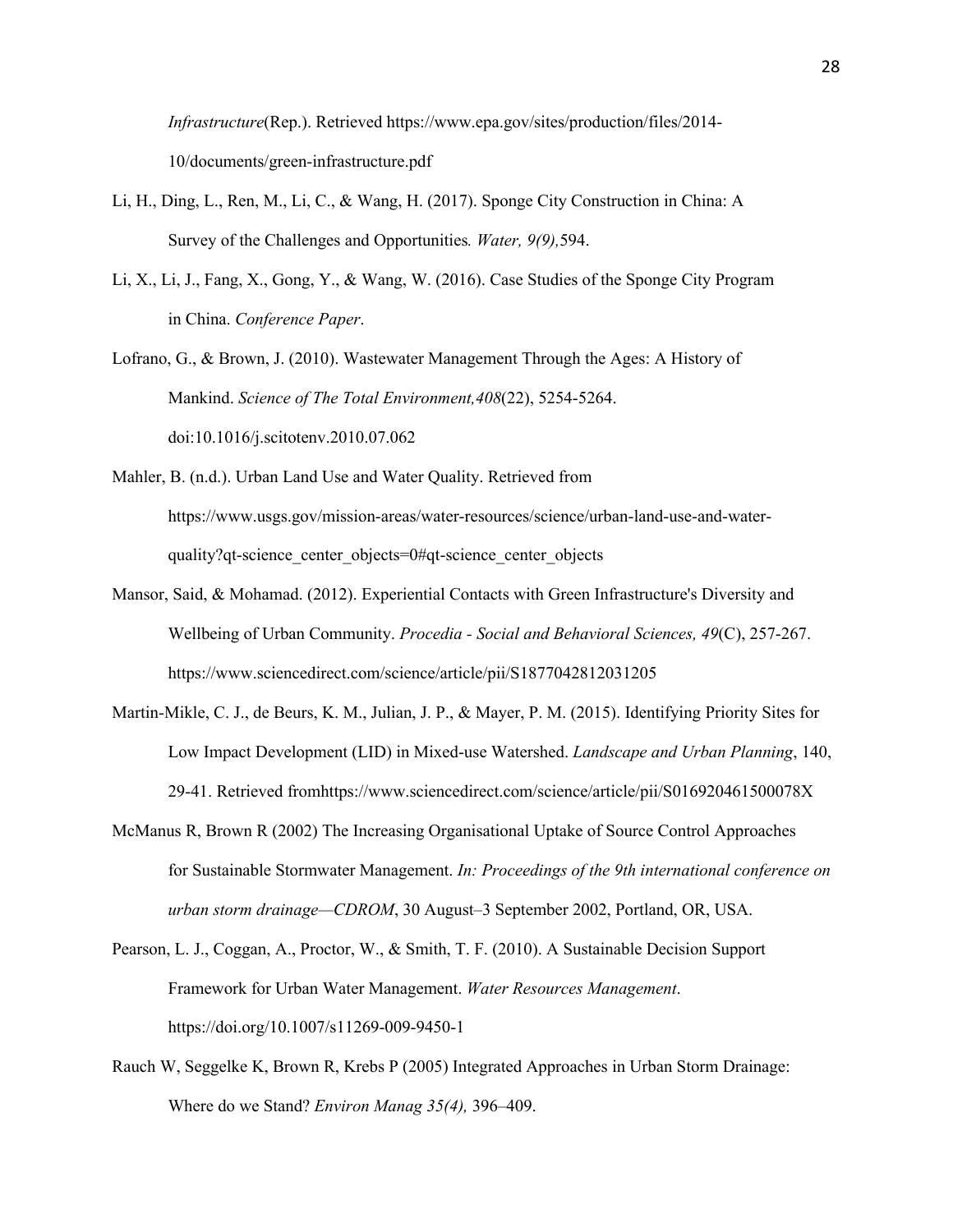*Infrastructure*(Rep.). Retrieved https://www.epa.gov/sites/production/files/2014-10/documents/green-infrastructure.pdf

Li, H., Ding, L., Ren, M., Li, C., & Wang, H. (2017). Sponge City Construction in China: A Survey of the Challenges and Opportunities*. Water, 9(9),*594.

Li, X., Li, J., Fang, X., Gong, Y., & Wang, W. (2016). Case Studies of the Sponge City Program in China. *Conference Paper*.

Lofrano, G., & Brown, J. (2010). Wastewater Management Through the Ages: A History of Mankind. *Science of The Total Environment,408*(22), 5254-5264. doi:10.1016/j.scitotenv.2010.07.062

Mahler, B. (n.d.). Urban Land Use and Water Quality. Retrieved from https://www.usgs.gov/mission-areas/water-resources/science/urban-land-use-and-water-quality?qt-science_center_objects=0#qt-science_center_objects

Mansor, Said, & Mohamad. (2012). Experiential Contacts with Green Infrastructure's Diversity and Wellbeing of Urban Community. *Procedia - Social and Behavioral Sciences, 49*(C), 257-267. https://www.sciencedirect.com/science/article/pii/S1877042812031205

Martin-Mikle, C. J., de Beurs, K. M., Julian, J. P., & Mayer, P. M. (2015). Identifying Priority Sites for Low Impact Development (LID) in Mixed-use Watershed. *Landscape and Urban Planning*, 140, 29-41. Retrieved fromhttps://www.sciencedirect.com/science/article/pii/S016920461500078X

McManus R, Brown R (2002) The Increasing Organisational Uptake of Source Control Approaches for Sustainable Stormwater Management. *In: Proceedings of the 9th international conference on urban storm drainage—CDROM*, 30 August–3 September 2002, Portland, OR, USA.

Pearson, L. J., Coggan, A., Proctor, W., & Smith, T. F. (2010). A Sustainable Decision Support Framework for Urban Water Management. *Water Resources Management*. https://doi.org/10.1007/s11269-009-9450-1

Rauch W, Seggelke K, Brown R, Krebs P (2005) Integrated Approaches in Urban Storm Drainage: Where do we Stand? *Environ Manag 35(4),* 396–409.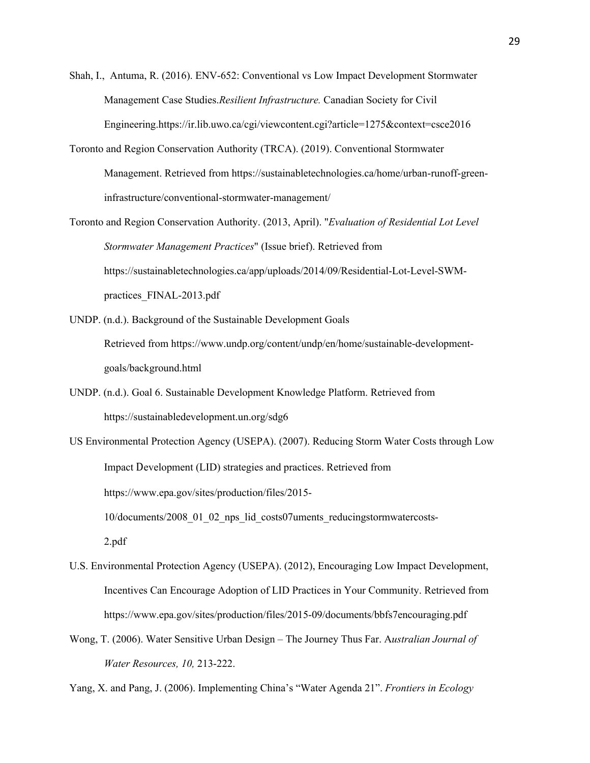Shah, I., Antuma, R. (2016). ENV-652: Conventional vs Low Impact Development Stormwater Management Case Studies.*Resilient Infrastructure.* Canadian Society for Civil Engineering.https://ir.lib.uwo.ca/cgi/viewcontent.cgi?article=1275&context=csce2016

Toronto and Region Conservation Authority (TRCA). (2019). Conventional Stormwater Management. Retrieved from https://sustainabletechnologies.ca/home/urban-runoff-green-infrastructure/conventional-stormwater-management/

Toronto and Region Conservation Authority. (2013, April). "*Evaluation of Residential Lot Level Stormwater Management Practices*" (Issue brief). Retrieved from https://sustainabletechnologies.ca/app/uploads/2014/09/Residential-Lot-Level-SWM-practices_FINAL-2013.pdf

UNDP. (n.d.). Background of the Sustainable Development Goals Retrieved from https://www.undp.org/content/undp/en/home/sustainable-development-goals/background.html

UNDP. (n.d.). Goal 6. Sustainable Development Knowledge Platform. Retrieved from https://sustainabledevelopment.un.org/sdg6

US Environmental Protection Agency (USEPA). (2007). Reducing Storm Water Costs through Low Impact Development (LID) strategies and practices. Retrieved from https://www.epa.gov/sites/production/files/2015-10/documents/2008_01_02_nps_lid_costs07uments_reducingstormwatercosts-2.pdf

U.S. Environmental Protection Agency (USEPA). (2012), Encouraging Low Impact Development, Incentives Can Encourage Adoption of LID Practices in Your Community. Retrieved from https://www.epa.gov/sites/production/files/2015-09/documents/bbfs7encouraging.pdf

Wong, T. (2006). Water Sensitive Urban Design – The Journey Thus Far. A*ustralian Journal of Water Resources, 10,* 213-222.

Yang, X. and Pang, J. (2006). Implementing China's "Water Agenda 21". *Frontiers in Ecology*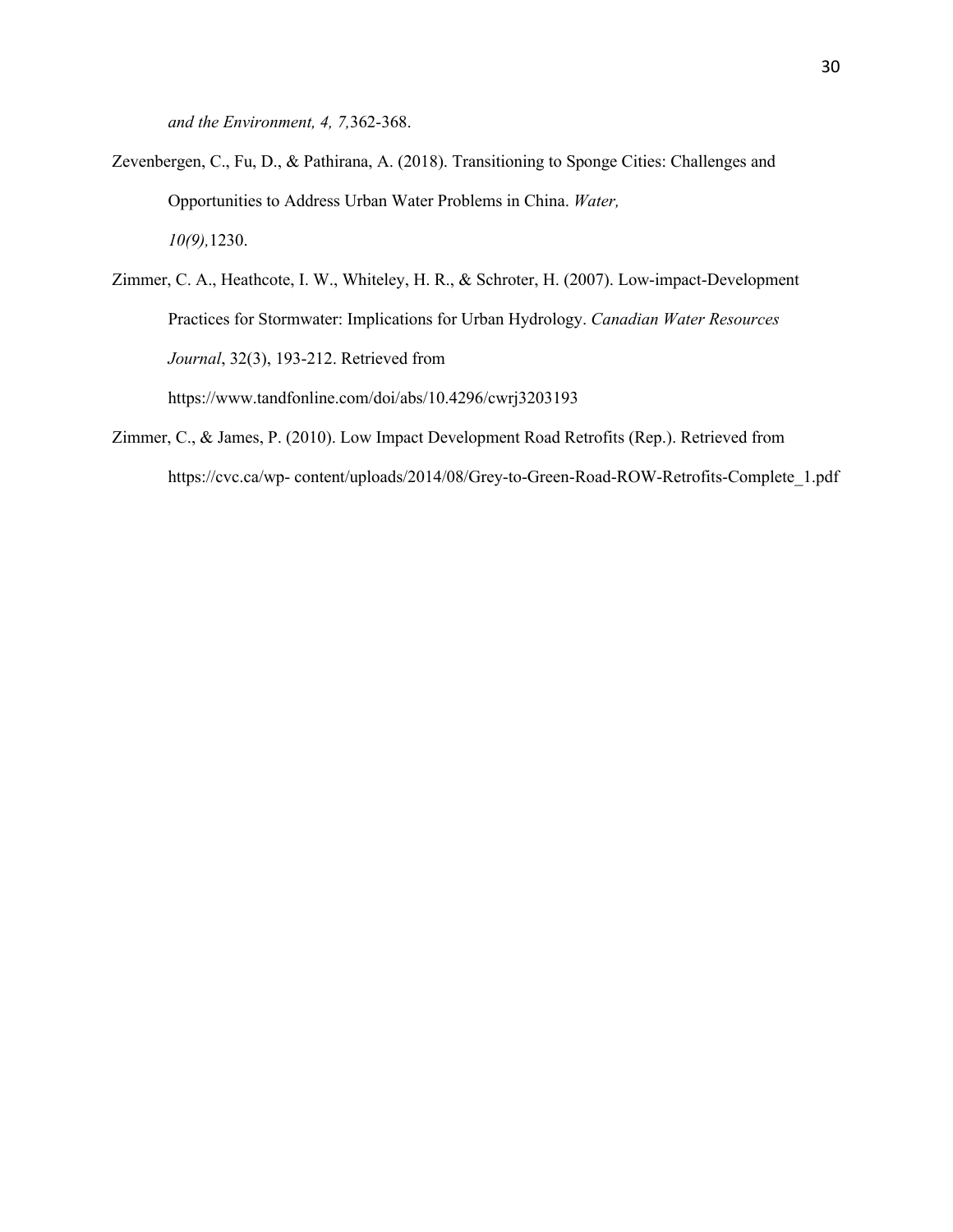*and the Environment, 4, 7,*362-368.

Zevenbergen, C., Fu, D., & Pathirana, A. (2018). Transitioning to Sponge Cities: Challenges and Opportunities to Address Urban Water Problems in China. *Water, 10(9),*1230.

Zimmer, C. A., Heathcote, I. W., Whiteley, H. R., & Schroter, H. (2007). Low-impact-Development Practices for Stormwater: Implications for Urban Hydrology. *Canadian Water Resources Journal*, 32(3), 193-212. Retrieved from https://www.tandfonline.com/doi/abs/10.4296/cwrj3203193

Zimmer, C., & James, P. (2010). Low Impact Development Road Retrofits (Rep.). Retrieved from https://cvc.ca/wp- content/uploads/2014/08/Grey-to-Green-Road-ROW-Retrofits-Complete_1.pdf